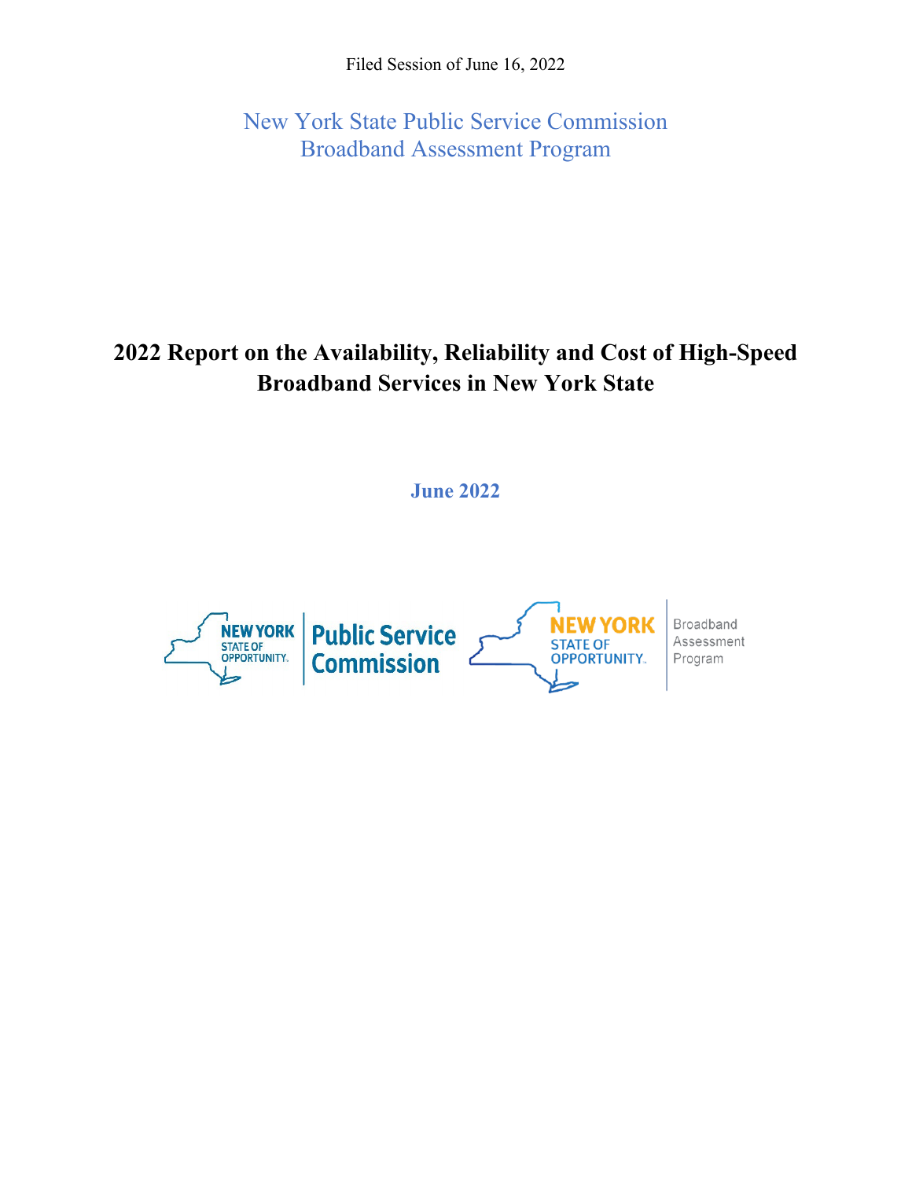Filed Session of June 16, 2022

New York State Public Service Commission
Broadband Assessment Program

# 2022 Report on the Availability, Reliability and Cost of High-Speed Broadband Services in New York State

**June 2022**

NEW YORK STATE OF OPPORTUNITY. Public Service Commission

NEW YORK STATE OF OPPORTUNITY. Broadband Assessment Program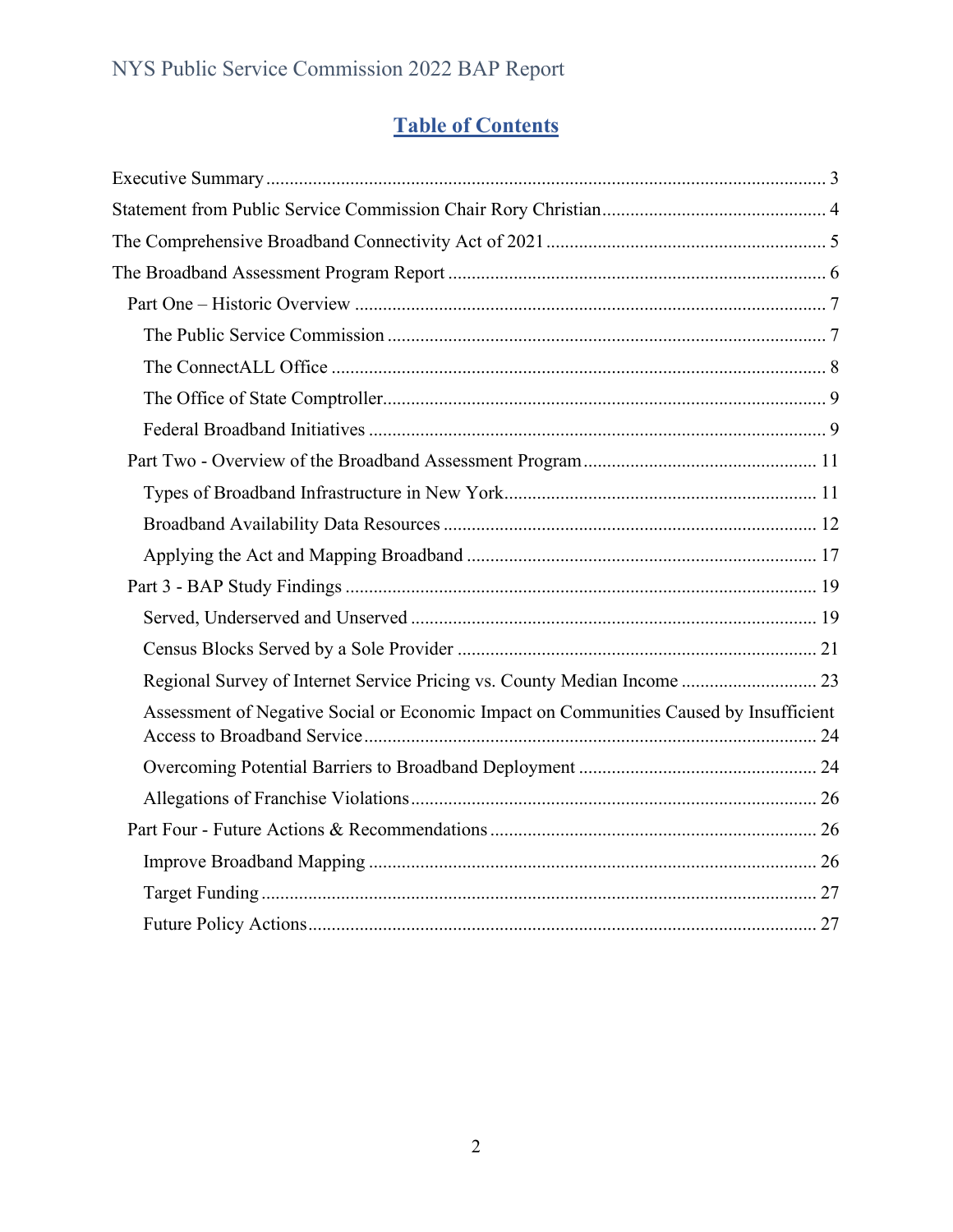# Table of Contents

Executive Summary ... 3

Statement from Public Service Commission Chair Rory Christian ... 4

The Comprehensive Broadband Connectivity Act of 2021 ... 5

The Broadband Assessment Program Report ... 6

- Part One – Historic Overview ... 7
  - The Public Service Commission ... 7
  - The ConnectALL Office ... 8
  - The Office of State Comptroller ... 9
  - Federal Broadband Initiatives ... 9
- Part Two - Overview of the Broadband Assessment Program ... 11
  - Types of Broadband Infrastructure in New York ... 11
  - Broadband Availability Data Resources ... 12
  - Applying the Act and Mapping Broadband ... 17
- Part 3 - BAP Study Findings ... 19
  - Served, Underserved and Unserved ... 19
  - Census Blocks Served by a Sole Provider ... 21
  - Regional Survey of Internet Service Pricing vs. County Median Income ... 23
  - Assessment of Negative Social or Economic Impact on Communities Caused by Insufficient Access to Broadband Service ... 24
  - Overcoming Potential Barriers to Broadband Deployment ... 24
  - Allegations of Franchise Violations ... 26
- Part Four - Future Actions & Recommendations ... 26
  - Improve Broadband Mapping ... 26
  - Target Funding ... 27
  - Future Policy Actions ... 27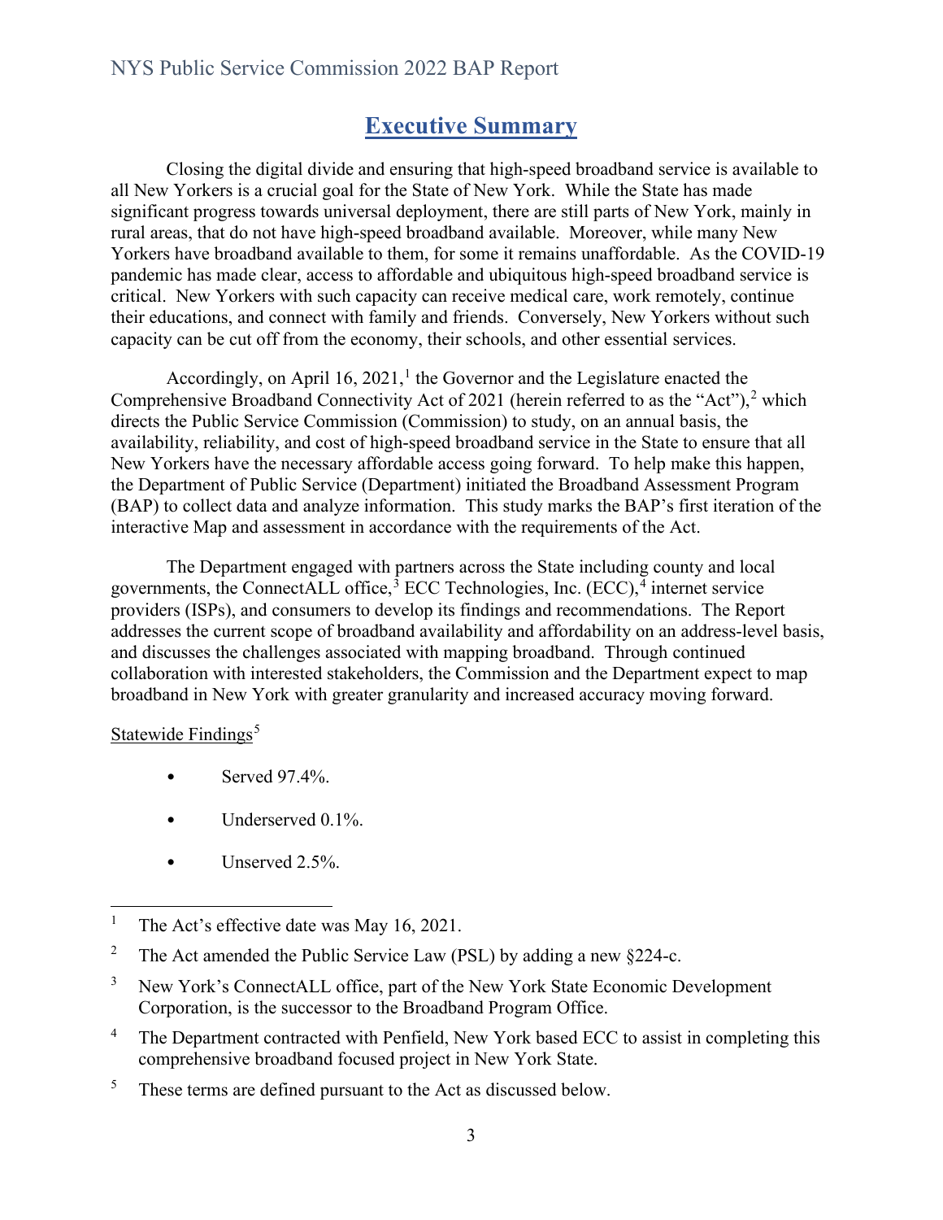## Executive Summary

Closing the digital divide and ensuring that high-speed broadband service is available to all New Yorkers is a crucial goal for the State of New York. While the State has made significant progress towards universal deployment, there are still parts of New York, mainly in rural areas, that do not have high-speed broadband available. Moreover, while many New Yorkers have broadband available to them, for some it remains unaffordable. As the COVID-19 pandemic has made clear, access to affordable and ubiquitous high-speed broadband service is critical. New Yorkers with such capacity can receive medical care, work remotely, continue their educations, and connect with family and friends. Conversely, New Yorkers without such capacity can be cut off from the economy, their schools, and other essential services.

Accordingly, on April 16, 2021,[1] the Governor and the Legislature enacted the Comprehensive Broadband Connectivity Act of 2021 (herein referred to as the "Act"),[2] which directs the Public Service Commission (Commission) to study, on an annual basis, the availability, reliability, and cost of high-speed broadband service in the State to ensure that all New Yorkers have the necessary affordable access going forward. To help make this happen, the Department of Public Service (Department) initiated the Broadband Assessment Program (BAP) to collect data and analyze information. This study marks the BAP's first iteration of the interactive Map and assessment in accordance with the requirements of the Act.

The Department engaged with partners across the State including county and local governments, the ConnectALL office,[3] ECC Technologies, Inc. (ECC),[4] internet service providers (ISPs), and consumers to develop its findings and recommendations. The Report addresses the current scope of broadband availability and affordability on an address-level basis, and discusses the challenges associated with mapping broadband. Through continued collaboration with interested stakeholders, the Commission and the Department expect to map broadband in New York with greater granularity and increased accuracy moving forward.

Statewide Findings[5]

- Served 97.4%.
- Underserved 0.1%.
- Unserved 2.5%.

---

[1] The Act's effective date was May 16, 2021.

[2] The Act amended the Public Service Law (PSL) by adding a new §224-c.

[3] New York's ConnectALL office, part of the New York State Economic Development Corporation, is the successor to the Broadband Program Office.

[4] The Department contracted with Penfield, New York based ECC to assist in completing this comprehensive broadband focused project in New York State.

[5] These terms are defined pursuant to the Act as discussed below.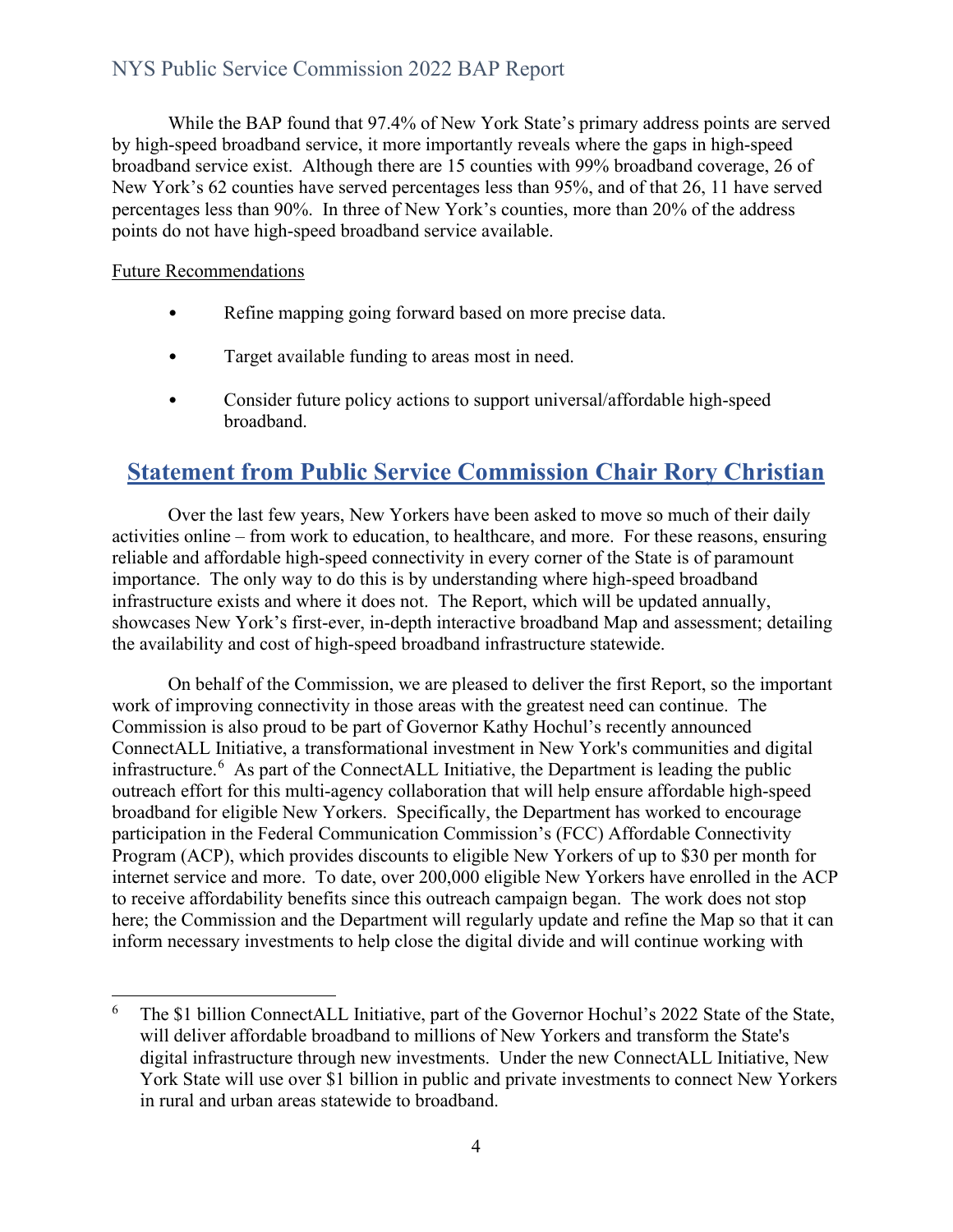While the BAP found that 97.4% of New York State's primary address points are served by high-speed broadband service, it more importantly reveals where the gaps in high-speed broadband service exist. Although there are 15 counties with 99% broadband coverage, 26 of New York's 62 counties have served percentages less than 95%, and of that 26, 11 have served percentages less than 90%. In three of New York's counties, more than 20% of the address points do not have high-speed broadband service available.

Future Recommendations

- Refine mapping going forward based on more precise data.
- Target available funding to areas most in need.
- Consider future policy actions to support universal/affordable high-speed broadband.

## Statement from Public Service Commission Chair Rory Christian

Over the last few years, New Yorkers have been asked to move so much of their daily activities online – from work to education, to healthcare, and more. For these reasons, ensuring reliable and affordable high-speed connectivity in every corner of the State is of paramount importance. The only way to do this is by understanding where high-speed broadband infrastructure exists and where it does not. The Report, which will be updated annually, showcases New York's first-ever, in-depth interactive broadband Map and assessment; detailing the availability and cost of high-speed broadband infrastructure statewide.

On behalf of the Commission, we are pleased to deliver the first Report, so the important work of improving connectivity in those areas with the greatest need can continue. The Commission is also proud to be part of Governor Kathy Hochul's recently announced ConnectALL Initiative, a transformational investment in New York's communities and digital infrastructure.[6] As part of the ConnectALL Initiative, the Department is leading the public outreach effort for this multi-agency collaboration that will help ensure affordable high-speed broadband for eligible New Yorkers. Specifically, the Department has worked to encourage participation in the Federal Communication Commission's (FCC) Affordable Connectivity Program (ACP), which provides discounts to eligible New Yorkers of up to $30 per month for internet service and more. To date, over 200,000 eligible New Yorkers have enrolled in the ACP to receive affordability benefits since this outreach campaign began. The work does not stop here; the Commission and the Department will regularly update and refine the Map so that it can inform necessary investments to help close the digital divide and will continue working with

[6] The $1 billion ConnectALL Initiative, part of the Governor Hochul's 2022 State of the State, will deliver affordable broadband to millions of New Yorkers and transform the State's digital infrastructure through new investments. Under the new ConnectALL Initiative, New York State will use over $1 billion in public and private investments to connect New Yorkers in rural and urban areas statewide to broadband.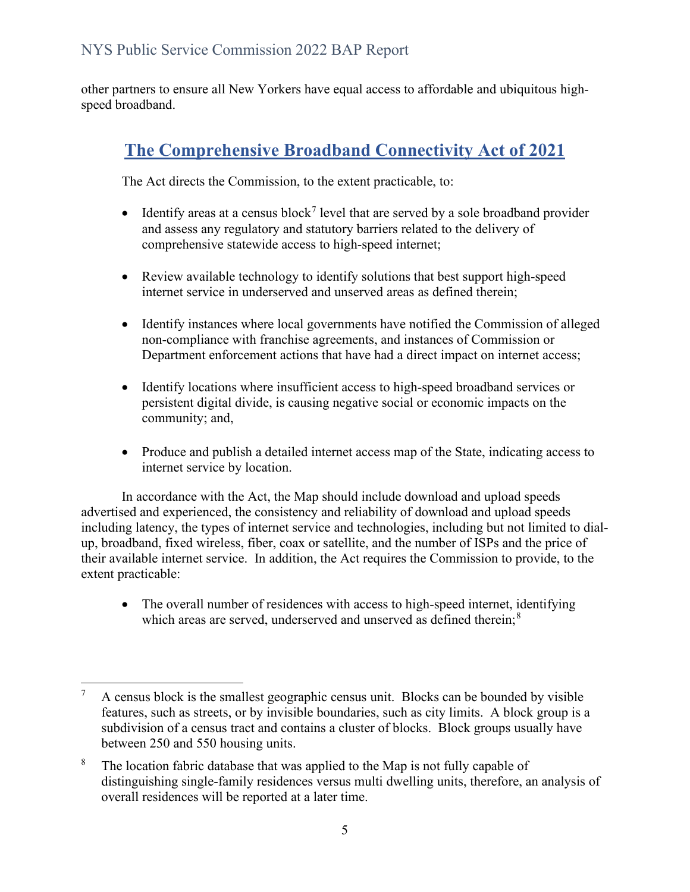other partners to ensure all New Yorkers have equal access to affordable and ubiquitous high-speed broadband.

## The Comprehensive Broadband Connectivity Act of 2021

The Act directs the Commission, to the extent practicable, to:

- Identify areas at a census block[7] level that are served by a sole broadband provider and assess any regulatory and statutory barriers related to the delivery of comprehensive statewide access to high-speed internet;

- Review available technology to identify solutions that best support high-speed internet service in underserved and unserved areas as defined therein;

- Identify instances where local governments have notified the Commission of alleged non-compliance with franchise agreements, and instances of Commission or Department enforcement actions that have had a direct impact on internet access;

- Identify locations where insufficient access to high-speed broadband services or persistent digital divide, is causing negative social or economic impacts on the community; and,

- Produce and publish a detailed internet access map of the State, indicating access to internet service by location.

In accordance with the Act, the Map should include download and upload speeds advertised and experienced, the consistency and reliability of download and upload speeds including latency, the types of internet service and technologies, including but not limited to dial-up, broadband, fixed wireless, fiber, coax or satellite, and the number of ISPs and the price of their available internet service. In addition, the Act requires the Commission to provide, to the extent practicable:

- The overall number of residences with access to high-speed internet, identifying which areas are served, underserved and unserved as defined therein;[8]

---

[7] A census block is the smallest geographic census unit. Blocks can be bounded by visible features, such as streets, or by invisible boundaries, such as city limits. A block group is a subdivision of a census tract and contains a cluster of blocks. Block groups usually have between 250 and 550 housing units.

[8] The location fabric database that was applied to the Map is not fully capable of distinguishing single-family residences versus multi dwelling units, therefore, an analysis of overall residences will be reported at a later time.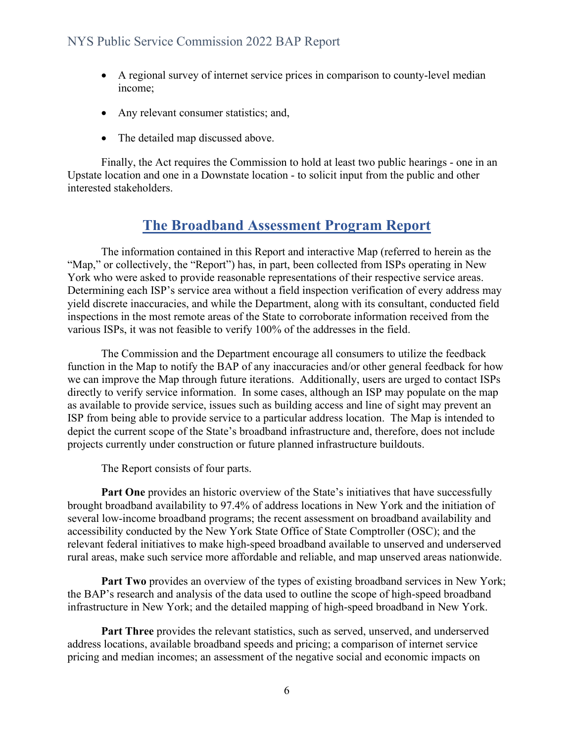- A regional survey of internet service prices in comparison to county-level median income;
- Any relevant consumer statistics; and,
- The detailed map discussed above.

Finally, the Act requires the Commission to hold at least two public hearings - one in an Upstate location and one in a Downstate location - to solicit input from the public and other interested stakeholders.

## The Broadband Assessment Program Report

The information contained in this Report and interactive Map (referred to herein as the "Map," or collectively, the "Report") has, in part, been collected from ISPs operating in New York who were asked to provide reasonable representations of their respective service areas. Determining each ISP's service area without a field inspection verification of every address may yield discrete inaccuracies, and while the Department, along with its consultant, conducted field inspections in the most remote areas of the State to corroborate information received from the various ISPs, it was not feasible to verify 100% of the addresses in the field.

The Commission and the Department encourage all consumers to utilize the feedback function in the Map to notify the BAP of any inaccuracies and/or other general feedback for how we can improve the Map through future iterations. Additionally, users are urged to contact ISPs directly to verify service information. In some cases, although an ISP may populate on the map as available to provide service, issues such as building access and line of sight may prevent an ISP from being able to provide service to a particular address location. The Map is intended to depict the current scope of the State's broadband infrastructure and, therefore, does not include projects currently under construction or future planned infrastructure buildouts.

The Report consists of four parts.

**Part One** provides an historic overview of the State's initiatives that have successfully brought broadband availability to 97.4% of address locations in New York and the initiation of several low-income broadband programs; the recent assessment on broadband availability and accessibility conducted by the New York State Office of State Comptroller (OSC); and the relevant federal initiatives to make high-speed broadband available to unserved and underserved rural areas, make such service more affordable and reliable, and map unserved areas nationwide.

**Part Two** provides an overview of the types of existing broadband services in New York; the BAP's research and analysis of the data used to outline the scope of high-speed broadband infrastructure in New York; and the detailed mapping of high-speed broadband in New York.

**Part Three** provides the relevant statistics, such as served, unserved, and underserved address locations, available broadband speeds and pricing; a comparison of internet service pricing and median incomes; an assessment of the negative social and economic impacts on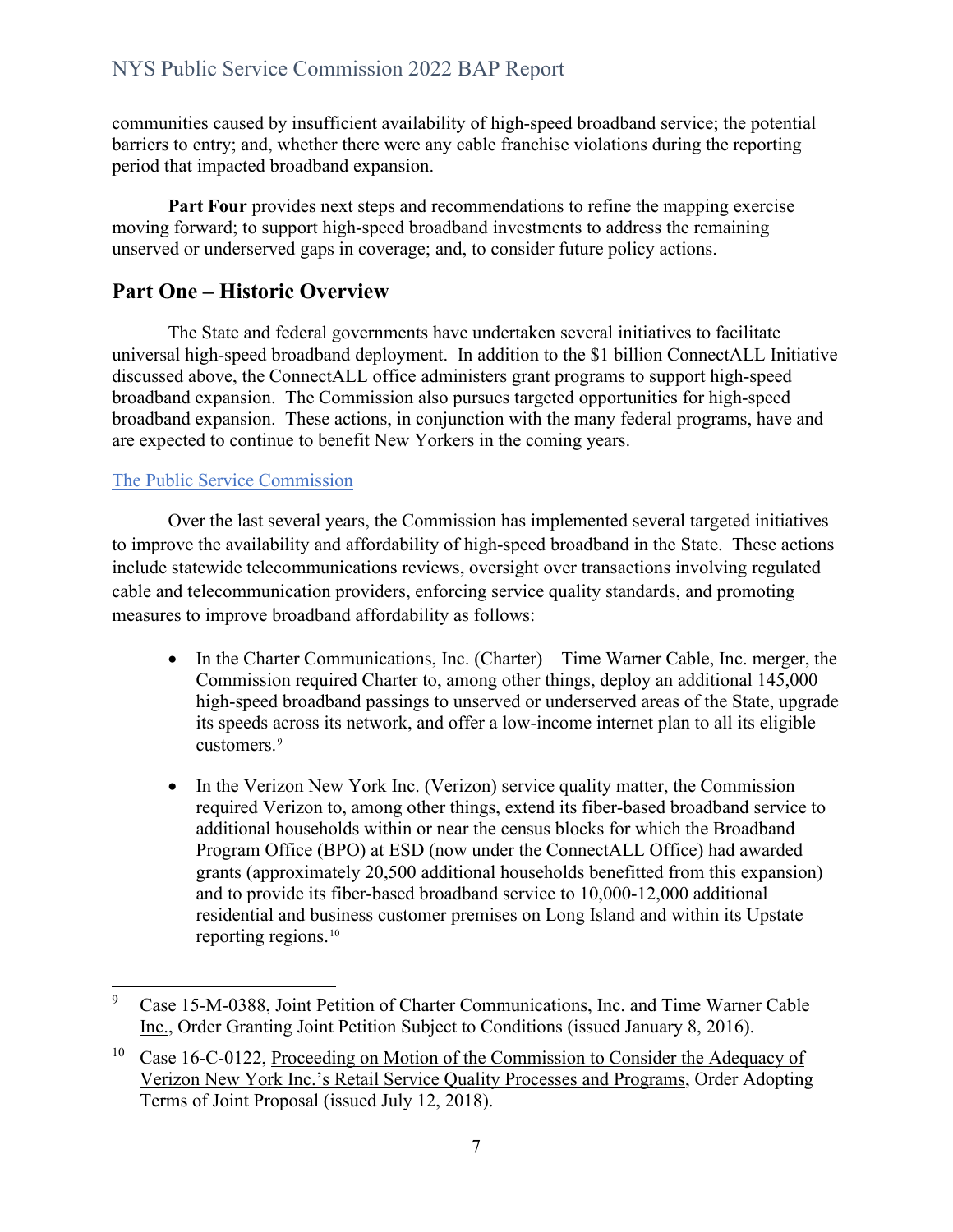communities caused by insufficient availability of high-speed broadband service; the potential barriers to entry; and, whether there were any cable franchise violations during the reporting period that impacted broadband expansion.

**Part Four** provides next steps and recommendations to refine the mapping exercise moving forward; to support high-speed broadband investments to address the remaining unserved or underserved gaps in coverage; and, to consider future policy actions.

## Part One – Historic Overview

The State and federal governments have undertaken several initiatives to facilitate universal high-speed broadband deployment. In addition to the $1 billion ConnectALL Initiative discussed above, the ConnectALL office administers grant programs to support high-speed broadband expansion. The Commission also pursues targeted opportunities for high-speed broadband expansion. These actions, in conjunction with the many federal programs, have and are expected to continue to benefit New Yorkers in the coming years.

### The Public Service Commission

Over the last several years, the Commission has implemented several targeted initiatives to improve the availability and affordability of high-speed broadband in the State. These actions include statewide telecommunications reviews, oversight over transactions involving regulated cable and telecommunication providers, enforcing service quality standards, and promoting measures to improve broadband affordability as follows:

- In the Charter Communications, Inc. (Charter) – Time Warner Cable, Inc. merger, the Commission required Charter to, among other things, deploy an additional 145,000 high-speed broadband passings to unserved or underserved areas of the State, upgrade its speeds across its network, and offer a low-income internet plan to all its eligible customers.[9]

- In the Verizon New York Inc. (Verizon) service quality matter, the Commission required Verizon to, among other things, extend its fiber-based broadband service to additional households within or near the census blocks for which the Broadband Program Office (BPO) at ESD (now under the ConnectALL Office) had awarded grants (approximately 20,500 additional households benefitted from this expansion) and to provide its fiber-based broadband service to 10,000-12,000 additional residential and business customer premises on Long Island and within its Upstate reporting regions.[10]

---

[9] Case 15-M-0388, Joint Petition of Charter Communications, Inc. and Time Warner Cable Inc., Order Granting Joint Petition Subject to Conditions (issued January 8, 2016).

[10] Case 16-C-0122, Proceeding on Motion of the Commission to Consider the Adequacy of Verizon New York Inc.'s Retail Service Quality Processes and Programs, Order Adopting Terms of Joint Proposal (issued July 12, 2018).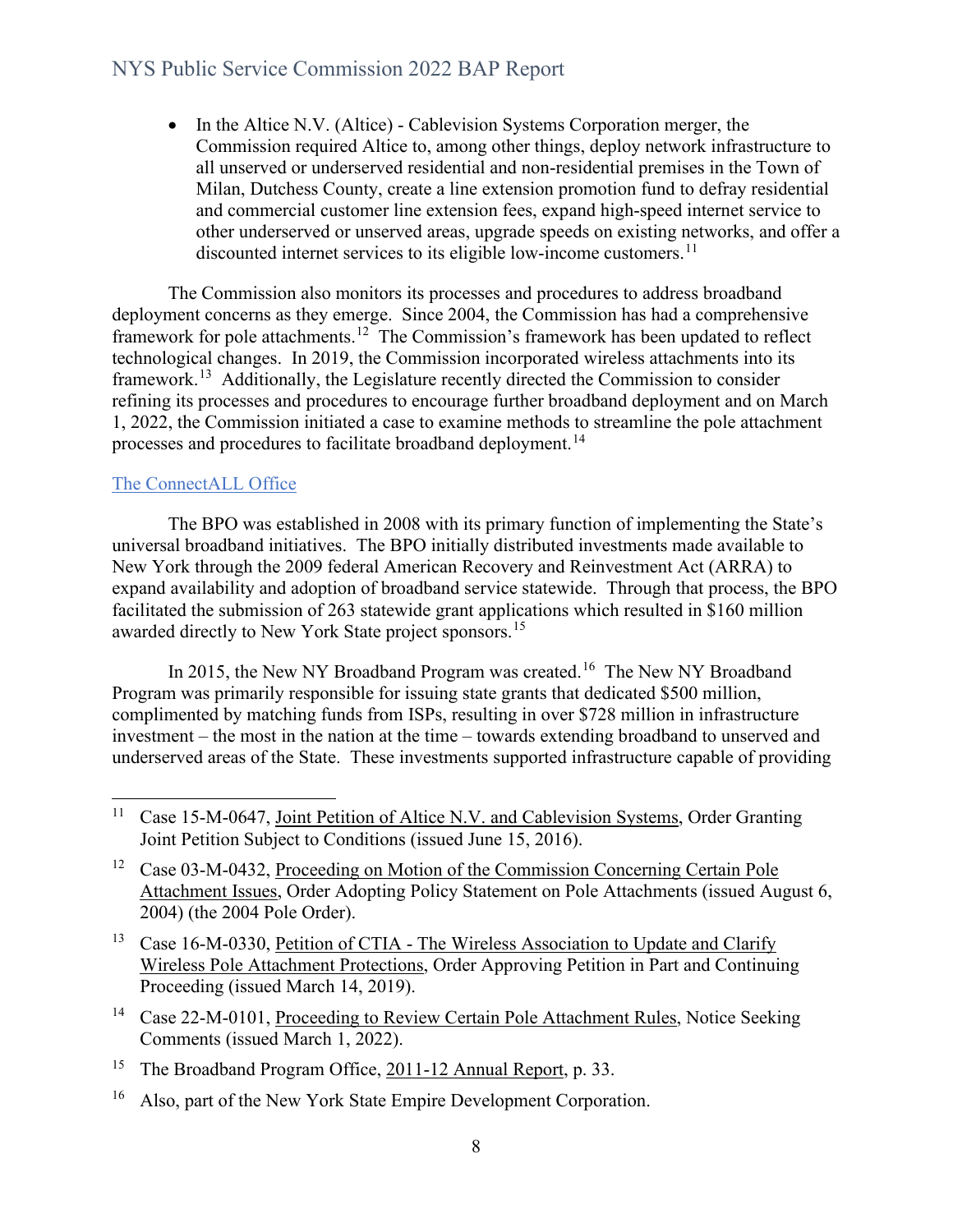- In the Altice N.V. (Altice) - Cablevision Systems Corporation merger, the Commission required Altice to, among other things, deploy network infrastructure to all unserved or underserved residential and non-residential premises in the Town of Milan, Dutchess County, create a line extension promotion fund to defray residential and commercial customer line extension fees, expand high-speed internet service to other underserved or unserved areas, upgrade speeds on existing networks, and offer a discounted internet services to its eligible low-income customers.[11]

The Commission also monitors its processes and procedures to address broadband deployment concerns as they emerge. Since 2004, the Commission has had a comprehensive framework for pole attachments.[12] The Commission's framework has been updated to reflect technological changes. In 2019, the Commission incorporated wireless attachments into its framework.[13] Additionally, the Legislature recently directed the Commission to consider refining its processes and procedures to encourage further broadband deployment and on March 1, 2022, the Commission initiated a case to examine methods to streamline the pole attachment processes and procedures to facilitate broadband deployment.[14]

## The ConnectALL Office

The BPO was established in 2008 with its primary function of implementing the State's universal broadband initiatives. The BPO initially distributed investments made available to New York through the 2009 federal American Recovery and Reinvestment Act (ARRA) to expand availability and adoption of broadband service statewide. Through that process, the BPO facilitated the submission of 263 statewide grant applications which resulted in $160 million awarded directly to New York State project sponsors.[15]

In 2015, the New NY Broadband Program was created.[16] The New NY Broadband Program was primarily responsible for issuing state grants that dedicated $500 million, complimented by matching funds from ISPs, resulting in over $728 million in infrastructure investment – the most in the nation at the time – towards extending broadband to unserved and underserved areas of the State. These investments supported infrastructure capable of providing

---

[11] Case 15-M-0647, Joint Petition of Altice N.V. and Cablevision Systems, Order Granting Joint Petition Subject to Conditions (issued June 15, 2016).

[12] Case 03-M-0432, Proceeding on Motion of the Commission Concerning Certain Pole Attachment Issues, Order Adopting Policy Statement on Pole Attachments (issued August 6, 2004) (the 2004 Pole Order).

[13] Case 16-M-0330, Petition of CTIA - The Wireless Association to Update and Clarify Wireless Pole Attachment Protections, Order Approving Petition in Part and Continuing Proceeding (issued March 14, 2019).

[14] Case 22-M-0101, Proceeding to Review Certain Pole Attachment Rules, Notice Seeking Comments (issued March 1, 2022).

[15] The Broadband Program Office, 2011-12 Annual Report, p. 33.

[16] Also, part of the New York State Empire Development Corporation.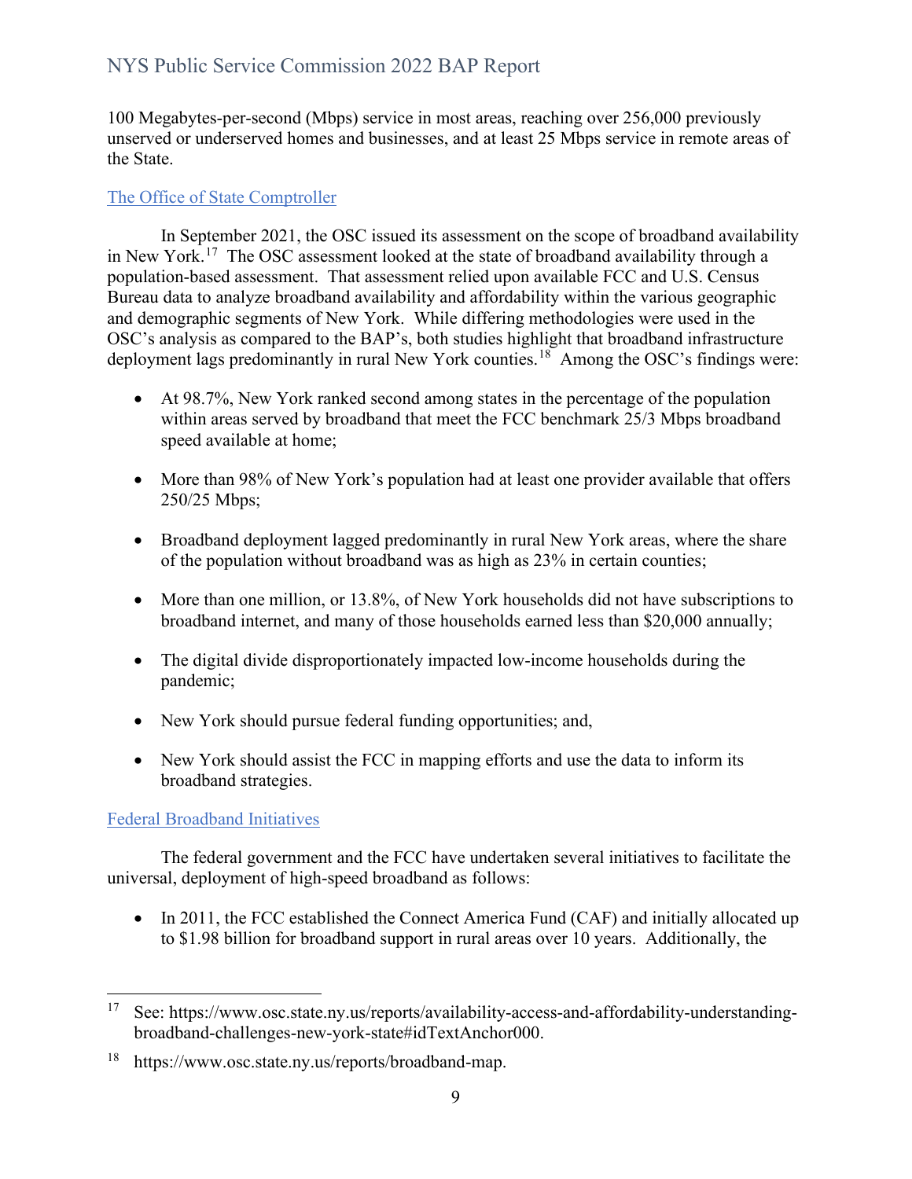100 Megabytes-per-second (Mbps) service in most areas, reaching over 256,000 previously unserved or underserved homes and businesses, and at least 25 Mbps service in remote areas of the State.

### The Office of State Comptroller

In September 2021, the OSC issued its assessment on the scope of broadband availability in New York.[17] The OSC assessment looked at the state of broadband availability through a population-based assessment. That assessment relied upon available FCC and U.S. Census Bureau data to analyze broadband availability and affordability within the various geographic and demographic segments of New York. While differing methodologies were used in the OSC's analysis as compared to the BAP's, both studies highlight that broadband infrastructure deployment lags predominantly in rural New York counties.[18] Among the OSC's findings were:

- At 98.7%, New York ranked second among states in the percentage of the population within areas served by broadband that meet the FCC benchmark 25/3 Mbps broadband speed available at home;
- More than 98% of New York's population had at least one provider available that offers 250/25 Mbps;
- Broadband deployment lagged predominantly in rural New York areas, where the share of the population without broadband was as high as 23% in certain counties;
- More than one million, or 13.8%, of New York households did not have subscriptions to broadband internet, and many of those households earned less than $20,000 annually;
- The digital divide disproportionately impacted low-income households during the pandemic;
- New York should pursue federal funding opportunities; and,
- New York should assist the FCC in mapping efforts and use the data to inform its broadband strategies.

### Federal Broadband Initiatives

The federal government and the FCC have undertaken several initiatives to facilitate the universal, deployment of high-speed broadband as follows:

- In 2011, the FCC established the Connect America Fund (CAF) and initially allocated up to $1.98 billion for broadband support in rural areas over 10 years. Additionally, the

---

[17] See: https://www.osc.state.ny.us/reports/availability-access-and-affordability-understanding-broadband-challenges-new-york-state#idTextAnchor000.

[18] https://www.osc.state.ny.us/reports/broadband-map.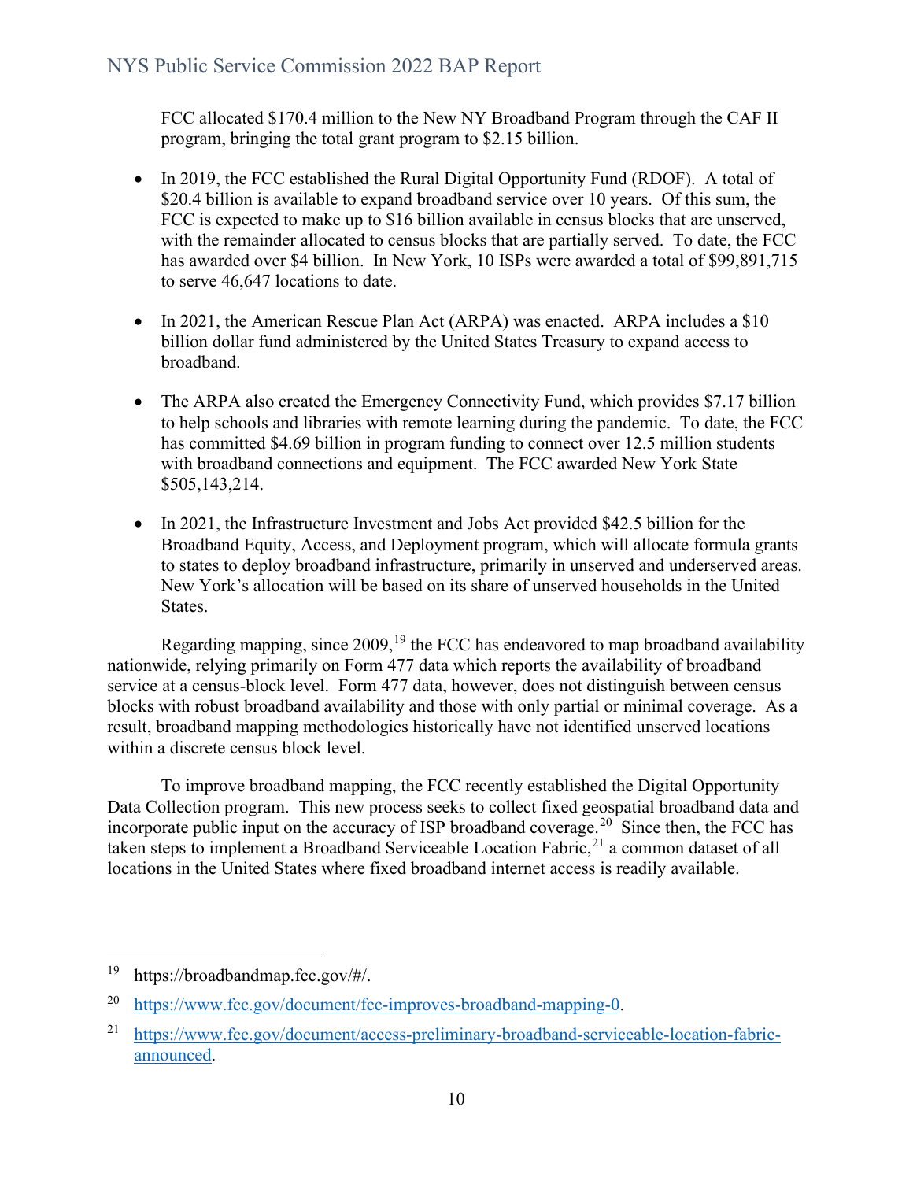FCC allocated $170.4 million to the New NY Broadband Program through the CAF II program, bringing the total grant program to $2.15 billion.

- In 2019, the FCC established the Rural Digital Opportunity Fund (RDOF). A total of $20.4 billion is available to expand broadband service over 10 years. Of this sum, the FCC is expected to make up to $16 billion available in census blocks that are unserved, with the remainder allocated to census blocks that are partially served. To date, the FCC has awarded over $4 billion. In New York, 10 ISPs were awarded a total of $99,891,715 to serve 46,647 locations to date.

- In 2021, the American Rescue Plan Act (ARPA) was enacted. ARPA includes a $10 billion dollar fund administered by the United States Treasury to expand access to broadband.

- The ARPA also created the Emergency Connectivity Fund, which provides $7.17 billion to help schools and libraries with remote learning during the pandemic. To date, the FCC has committed $4.69 billion in program funding to connect over 12.5 million students with broadband connections and equipment. The FCC awarded New York State $505,143,214.

- In 2021, the Infrastructure Investment and Jobs Act provided $42.5 billion for the Broadband Equity, Access, and Deployment program, which will allocate formula grants to states to deploy broadband infrastructure, primarily in unserved and underserved areas. New York's allocation will be based on its share of unserved households in the United States.

Regarding mapping, since 2009,[19] the FCC has endeavored to map broadband availability nationwide, relying primarily on Form 477 data which reports the availability of broadband service at a census-block level. Form 477 data, however, does not distinguish between census blocks with robust broadband availability and those with only partial or minimal coverage. As a result, broadband mapping methodologies historically have not identified unserved locations within a discrete census block level.

To improve broadband mapping, the FCC recently established the Digital Opportunity Data Collection program. This new process seeks to collect fixed geospatial broadband data and incorporate public input on the accuracy of ISP broadband coverage.[20] Since then, the FCC has taken steps to implement a Broadband Serviceable Location Fabric,[21] a common dataset of all locations in the United States where fixed broadband internet access is readily available.

---

[19] https://broadbandmap.fcc.gov/#/.

[20] https://www.fcc.gov/document/fcc-improves-broadband-mapping-0.

[21] https://www.fcc.gov/document/access-preliminary-broadband-serviceable-location-fabric-announced.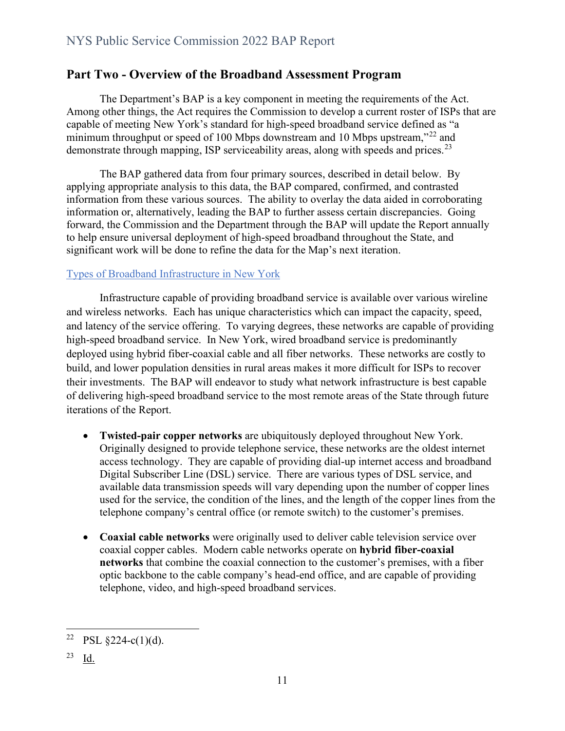## Part Two - Overview of the Broadband Assessment Program

The Department's BAP is a key component in meeting the requirements of the Act. Among other things, the Act requires the Commission to develop a current roster of ISPs that are capable of meeting New York's standard for high-speed broadband service defined as "a minimum throughput or speed of 100 Mbps downstream and 10 Mbps upstream,"[22] and demonstrate through mapping, ISP serviceability areas, along with speeds and prices.[23]

The BAP gathered data from four primary sources, described in detail below. By applying appropriate analysis to this data, the BAP compared, confirmed, and contrasted information from these various sources. The ability to overlay the data aided in corroborating information or, alternatively, leading the BAP to further assess certain discrepancies. Going forward, the Commission and the Department through the BAP will update the Report annually to help ensure universal deployment of high-speed broadband throughout the State, and significant work will be done to refine the data for the Map's next iteration.

### Types of Broadband Infrastructure in New York

Infrastructure capable of providing broadband service is available over various wireline and wireless networks. Each has unique characteristics which can impact the capacity, speed, and latency of the service offering. To varying degrees, these networks are capable of providing high-speed broadband service. In New York, wired broadband service is predominantly deployed using hybrid fiber-coaxial cable and all fiber networks. These networks are costly to build, and lower population densities in rural areas makes it more difficult for ISPs to recover their investments. The BAP will endeavor to study what network infrastructure is best capable of delivering high-speed broadband service to the most remote areas of the State through future iterations of the Report.

- **Twisted-pair copper networks** are ubiquitously deployed throughout New York. Originally designed to provide telephone service, these networks are the oldest internet access technology. They are capable of providing dial-up internet access and broadband Digital Subscriber Line (DSL) service. There are various types of DSL service, and available data transmission speeds will vary depending upon the number of copper lines used for the service, the condition of the lines, and the length of the copper lines from the telephone company's central office (or remote switch) to the customer's premises.

- **Coaxial cable networks** were originally used to deliver cable television service over coaxial copper cables. Modern cable networks operate on **hybrid fiber-coaxial networks** that combine the coaxial connection to the customer's premises, with a fiber optic backbone to the cable company's head-end office, and are capable of providing telephone, video, and high-speed broadband services.

---

[22] PSL §224-c(1)(d).

[23] Id.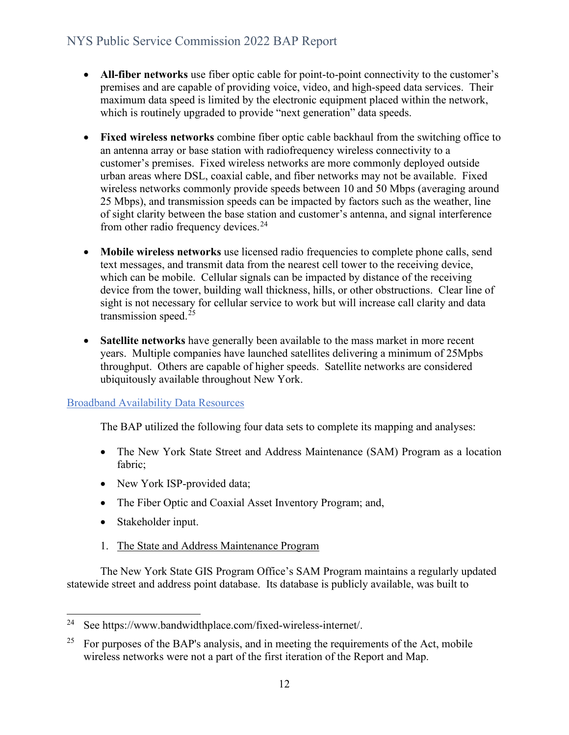- **All-fiber networks** use fiber optic cable for point-to-point connectivity to the customer's premises and are capable of providing voice, video, and high-speed data services. Their maximum data speed is limited by the electronic equipment placed within the network, which is routinely upgraded to provide "next generation" data speeds.

- **Fixed wireless networks** combine fiber optic cable backhaul from the switching office to an antenna array or base station with radiofrequency wireless connectivity to a customer's premises. Fixed wireless networks are more commonly deployed outside urban areas where DSL, coaxial cable, and fiber networks may not be available. Fixed wireless networks commonly provide speeds between 10 and 50 Mbps (averaging around 25 Mbps), and transmission speeds can be impacted by factors such as the weather, line of sight clarity between the base station and customer's antenna, and signal interference from other radio frequency devices.[24]

- **Mobile wireless networks** use licensed radio frequencies to complete phone calls, send text messages, and transmit data from the nearest cell tower to the receiving device, which can be mobile. Cellular signals can be impacted by distance of the receiving device from the tower, building wall thickness, hills, or other obstructions. Clear line of sight is not necessary for cellular service to work but will increase call clarity and data transmission speed.[25]

- **Satellite networks** have generally been available to the mass market in more recent years. Multiple companies have launched satellites delivering a minimum of 25Mpbs throughput. Others are capable of higher speeds. Satellite networks are considered ubiquitously available throughout New York.

## Broadband Availability Data Resources

The BAP utilized the following four data sets to complete its mapping and analyses:

- The New York State Street and Address Maintenance (SAM) Program as a location fabric;
- New York ISP-provided data;
- The Fiber Optic and Coaxial Asset Inventory Program; and,
- Stakeholder input.

1. The State and Address Maintenance Program

The New York State GIS Program Office's SAM Program maintains a regularly updated statewide street and address point database. Its database is publicly available, was built to

[24] See https://www.bandwidthplace.com/fixed-wireless-internet/.

[25] For purposes of the BAP's analysis, and in meeting the requirements of the Act, mobile wireless networks were not a part of the first iteration of the Report and Map.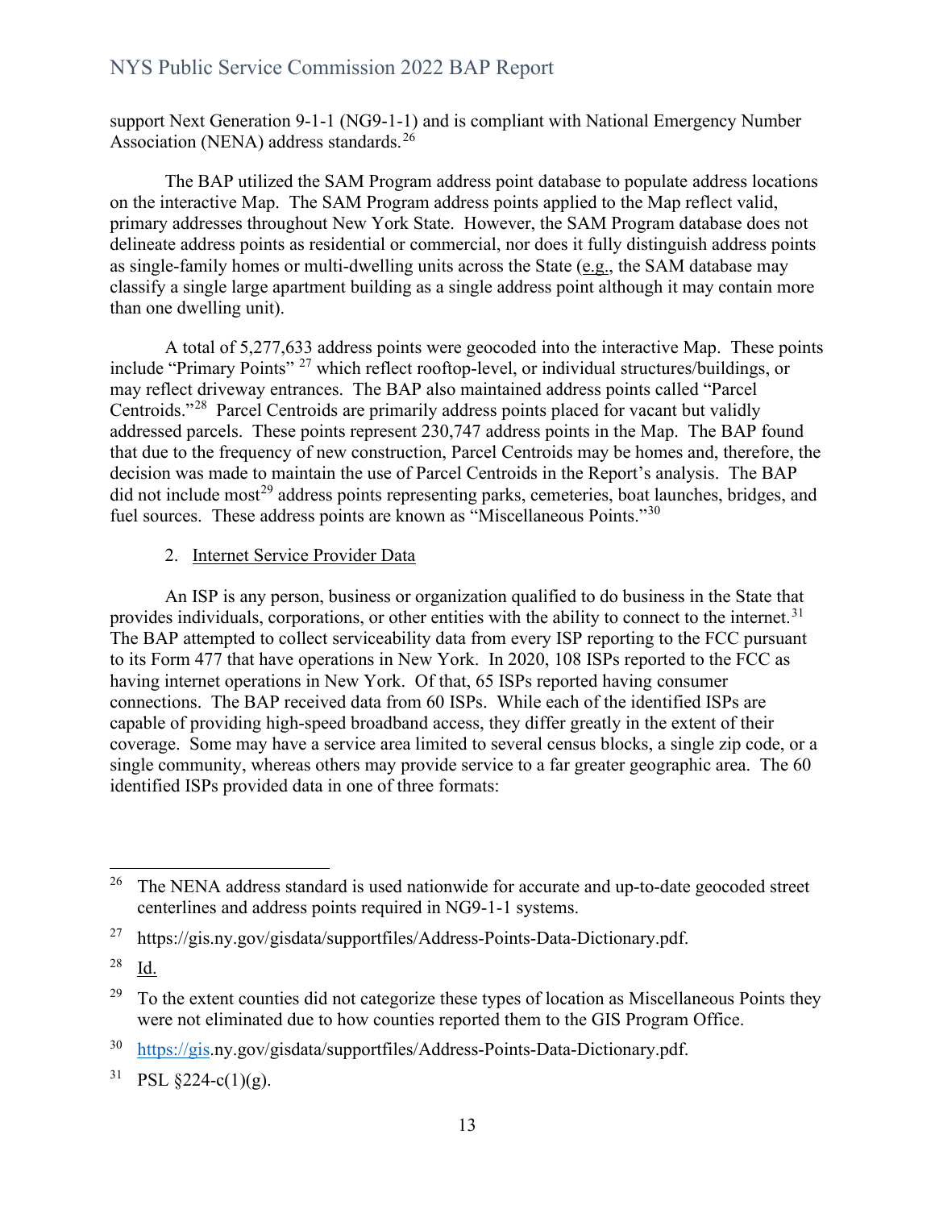support Next Generation 9-1-1 (NG9-1-1) and is compliant with National Emergency Number Association (NENA) address standards.[26]

The BAP utilized the SAM Program address point database to populate address locations on the interactive Map. The SAM Program address points applied to the Map reflect valid, primary addresses throughout New York State. However, the SAM Program database does not delineate address points as residential or commercial, nor does it fully distinguish address points as single-family homes or multi-dwelling units across the State (e.g., the SAM database may classify a single large apartment building as a single address point although it may contain more than one dwelling unit).

A total of 5,277,633 address points were geocoded into the interactive Map. These points include "Primary Points" [27] which reflect rooftop-level, or individual structures/buildings, or may reflect driveway entrances. The BAP also maintained address points called "Parcel Centroids."[28] Parcel Centroids are primarily address points placed for vacant but validly addressed parcels. These points represent 230,747 address points in the Map. The BAP found that due to the frequency of new construction, Parcel Centroids may be homes and, therefore, the decision was made to maintain the use of Parcel Centroids in the Report's analysis. The BAP did not include most[29] address points representing parks, cemeteries, boat launches, bridges, and fuel sources. These address points are known as "Miscellaneous Points."[30]

2. Internet Service Provider Data

An ISP is any person, business or organization qualified to do business in the State that provides individuals, corporations, or other entities with the ability to connect to the internet.[31] The BAP attempted to collect serviceability data from every ISP reporting to the FCC pursuant to its Form 477 that have operations in New York. In 2020, 108 ISPs reported to the FCC as having internet operations in New York. Of that, 65 ISPs reported having consumer connections. The BAP received data from 60 ISPs. While each of the identified ISPs are capable of providing high-speed broadband access, they differ greatly in the extent of their coverage. Some may have a service area limited to several census blocks, a single zip code, or a single community, whereas others may provide service to a far greater geographic area. The 60 identified ISPs provided data in one of three formats:

---

[26] The NENA address standard is used nationwide for accurate and up-to-date geocoded street centerlines and address points required in NG9-1-1 systems.

[27] https://gis.ny.gov/gisdata/supportfiles/Address-Points-Data-Dictionary.pdf.

[28] Id.

[29] To the extent counties did not categorize these types of location as Miscellaneous Points they were not eliminated due to how counties reported them to the GIS Program Office.

[30] https://gis.ny.gov/gisdata/supportfiles/Address-Points-Data-Dictionary.pdf.

[31] PSL §224-c(1)(g).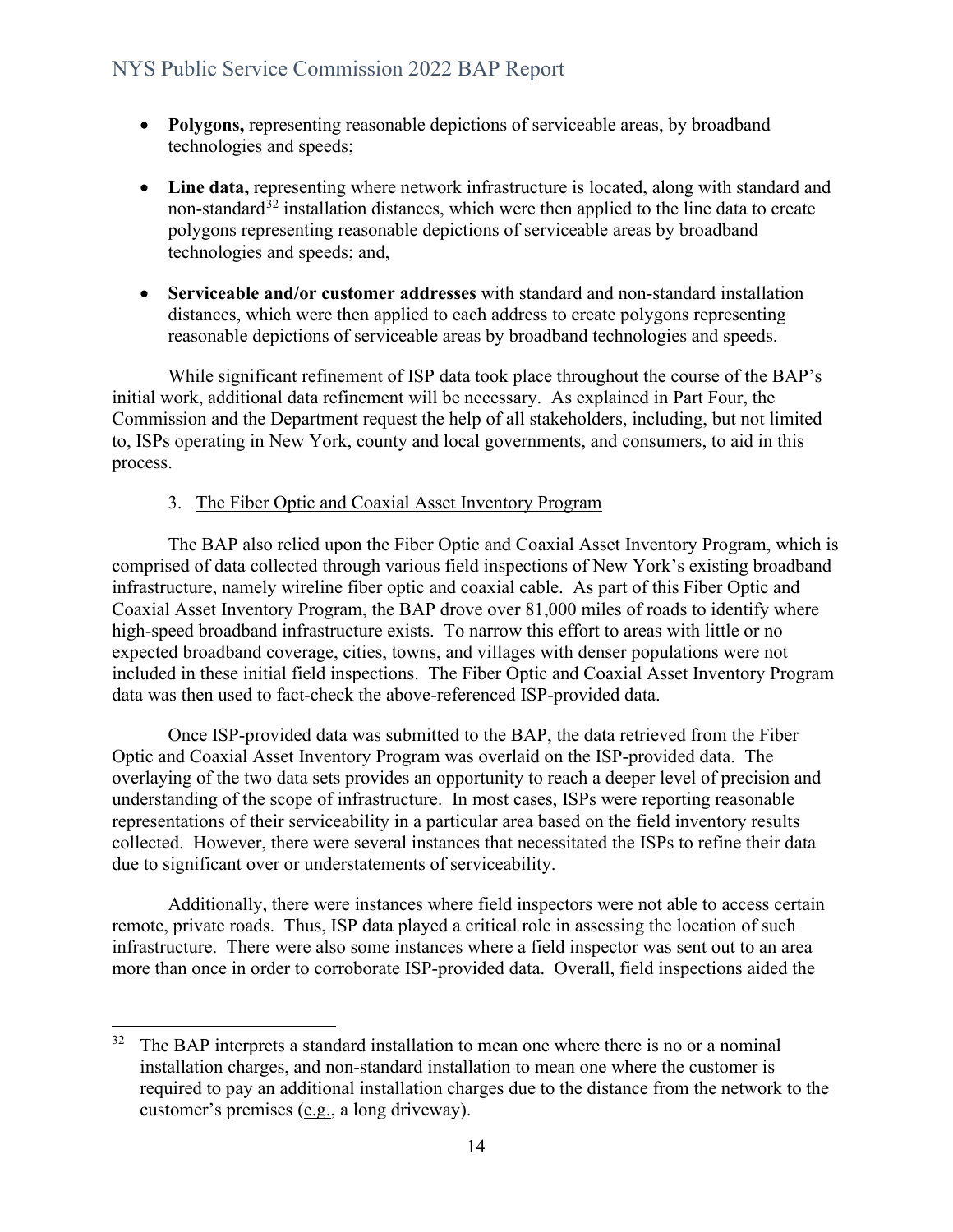- **Polygons,** representing reasonable depictions of serviceable areas, by broadband technologies and speeds;

- **Line data,** representing where network infrastructure is located, along with standard and non-standard[32] installation distances, which were then applied to the line data to create polygons representing reasonable depictions of serviceable areas by broadband technologies and speeds; and,

- **Serviceable and/or customer addresses** with standard and non-standard installation distances, which were then applied to each address to create polygons representing reasonable depictions of serviceable areas by broadband technologies and speeds.

While significant refinement of ISP data took place throughout the course of the BAP's initial work, additional data refinement will be necessary. As explained in Part Four, the Commission and the Department request the help of all stakeholders, including, but not limited to, ISPs operating in New York, county and local governments, and consumers, to aid in this process.

### 3. The Fiber Optic and Coaxial Asset Inventory Program

The BAP also relied upon the Fiber Optic and Coaxial Asset Inventory Program, which is comprised of data collected through various field inspections of New York's existing broadband infrastructure, namely wireline fiber optic and coaxial cable. As part of this Fiber Optic and Coaxial Asset Inventory Program, the BAP drove over 81,000 miles of roads to identify where high-speed broadband infrastructure exists. To narrow this effort to areas with little or no expected broadband coverage, cities, towns, and villages with denser populations were not included in these initial field inspections. The Fiber Optic and Coaxial Asset Inventory Program data was then used to fact-check the above-referenced ISP-provided data.

Once ISP-provided data was submitted to the BAP, the data retrieved from the Fiber Optic and Coaxial Asset Inventory Program was overlaid on the ISP-provided data. The overlaying of the two data sets provides an opportunity to reach a deeper level of precision and understanding of the scope of infrastructure. In most cases, ISPs were reporting reasonable representations of their serviceability in a particular area based on the field inventory results collected. However, there were several instances that necessitated the ISPs to refine their data due to significant over or understatements of serviceability.

Additionally, there were instances where field inspectors were not able to access certain remote, private roads. Thus, ISP data played a critical role in assessing the location of such infrastructure. There were also some instances where a field inspector was sent out to an area more than once in order to corroborate ISP-provided data. Overall, field inspections aided the

---

[32] The BAP interprets a standard installation to mean one where there is no or a nominal installation charges, and non-standard installation to mean one where the customer is required to pay an additional installation charges due to the distance from the network to the customer's premises (e.g., a long driveway).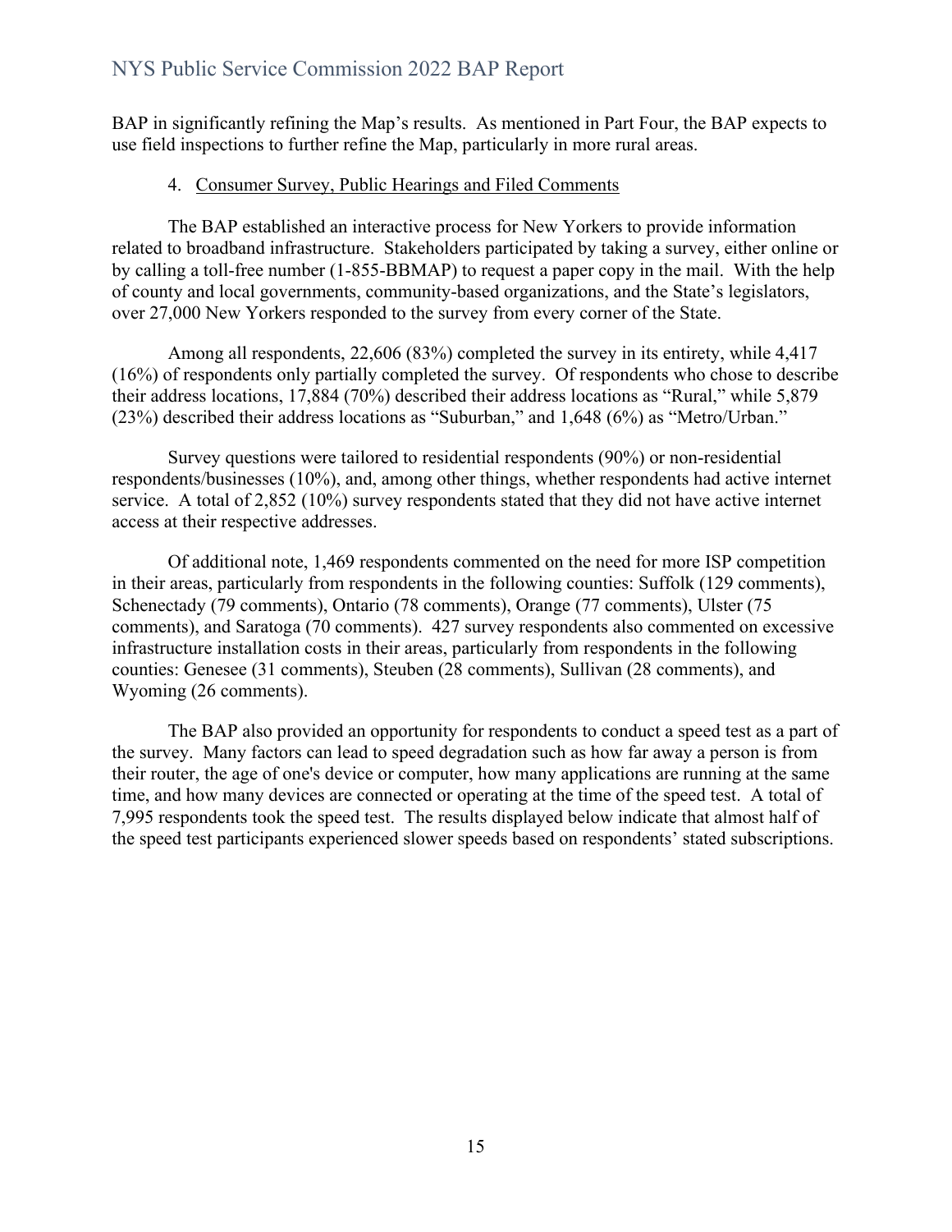BAP in significantly refining the Map's results. As mentioned in Part Four, the BAP expects to use field inspections to further refine the Map, particularly in more rural areas.

4. Consumer Survey, Public Hearings and Filed Comments

The BAP established an interactive process for New Yorkers to provide information related to broadband infrastructure. Stakeholders participated by taking a survey, either online or by calling a toll-free number (1-855-BBMAP) to request a paper copy in the mail. With the help of county and local governments, community-based organizations, and the State's legislators, over 27,000 New Yorkers responded to the survey from every corner of the State.

Among all respondents, 22,606 (83%) completed the survey in its entirety, while 4,417 (16%) of respondents only partially completed the survey. Of respondents who chose to describe their address locations, 17,884 (70%) described their address locations as "Rural," while 5,879 (23%) described their address locations as "Suburban," and 1,648 (6%) as "Metro/Urban."

Survey questions were tailored to residential respondents (90%) or non-residential respondents/businesses (10%), and, among other things, whether respondents had active internet service. A total of 2,852 (10%) survey respondents stated that they did not have active internet access at their respective addresses.

Of additional note, 1,469 respondents commented on the need for more ISP competition in their areas, particularly from respondents in the following counties: Suffolk (129 comments), Schenectady (79 comments), Ontario (78 comments), Orange (77 comments), Ulster (75 comments), and Saratoga (70 comments). 427 survey respondents also commented on excessive infrastructure installation costs in their areas, particularly from respondents in the following counties: Genesee (31 comments), Steuben (28 comments), Sullivan (28 comments), and Wyoming (26 comments).

The BAP also provided an opportunity for respondents to conduct a speed test as a part of the survey. Many factors can lead to speed degradation such as how far away a person is from their router, the age of one's device or computer, how many applications are running at the same time, and how many devices are connected or operating at the time of the speed test. A total of 7,995 respondents took the speed test. The results displayed below indicate that almost half of the speed test participants experienced slower speeds based on respondents' stated subscriptions.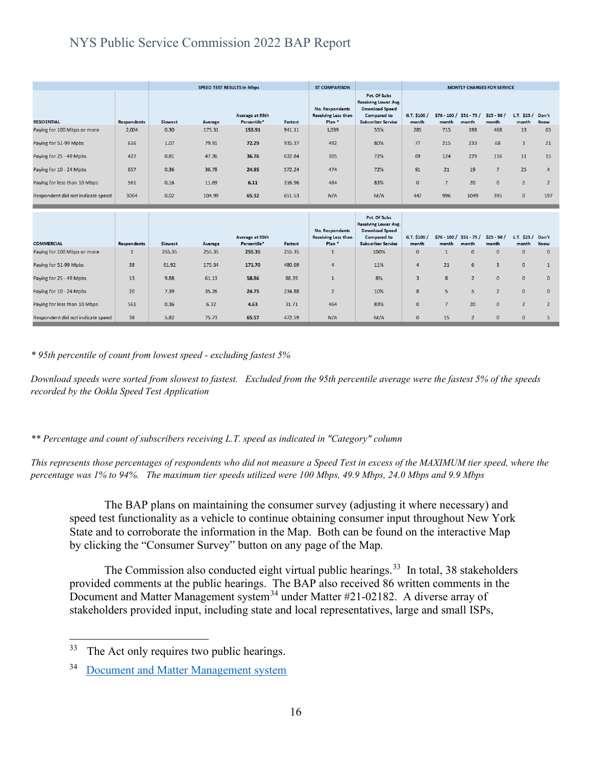| RESIDENTIAL | Respondents | SPEED TEST RESULTS in Mbps Slowest | Average | Average at 95th Percentile* | Fastest | ST COMPARISON No. Respondents Receiving Less than Plan * | Pct. Of Subs Receiving Lower Avg. Download Speed Compared to Subscriber Service | MONTLY CHARGES FOR SERVICE G.T. $100 / month | $76 - 100 / month | $51 - 75 / month | $25 - 50 / month | L.T. $25 / month | Don't Know |
|---|---|---|---|---|---|---|---|---|---|---|---|---|---|
| Paying for 100 Mbps or more | 2,004 | 0.30 | 175.31 | **153.91** | 941.11 | 1,039 | 55% | 285 | 715 | 198 | 468 | 13 | 65 |
| Paying for 51-99 Mpbs | 616 | 1.07 | 79.91 | **72.29** | 935.37 | 492 | 80% | 77 | 215 | 233 | 68 | 3 | 21 |
| Paying for 25 - 49 Mpbs | 422 | 0.81 | 47.36 | **36.76** | 632.84 | 305 | 72% | 69 | 124 | 229 | 116 | 11 | 15 |
| Paying for 10 - 24 Mpbs | 657 | 0.36 | 36.78 | **24.85** | 572.24 | 474 | 72% | 91 | 21 | 19 | 7 | 25 | 4 |
| Paying for less than 10 Mbps | 561 | 0.16 | 11.69 | **6.11** | 316.96 | 464 | 83% | 0 | 7 | 20 | 0 | 2 | 2 |
| Respondent did not indicate speed | 3064 | 0.02 | 104.99 | **65.32** | 651.53 | N/A | M/A | 447 | 996 | 1049 | 395 | 0 | 197 |

| COMMERCIAL | Respondents | Slowest | Average | Average at 95th Percentile* | Fastest | No. Respondents Receiving Less than Plan * | Pct. Of Subs Receiving Lower Avg. Download Speed Compared to Subscriber Service | G.T. $100 / month | $76 - 100 / month | $51 - 75 / month | $25 - 50 / month | L.T. $25 / month | Don't Know |
|---|---|---|---|---|---|---|---|---|---|---|---|---|---|
| Paying for 100 Mbps or more | 1 | 255.35 | 255.35 | **255.35** | 255.35 | 1 | 100% | 0 | 1 | 0 | 0 | 0 | 0 |
| Paying for 51-99 Mpbs | 38 | 61.92 | 175.34 | **171.70** | 480.69 | 4 | 11% | 4 | 21 | 6 | 3 | 0 | 1 |
| Paying for 25 - 49 Mpbs | 13 | 9.88 | 61.13 | **58.86** | 88.39 | 1 | 8% | 3 | 8 | 2 | 0 | 0 | 0 |
| Paying for 10 - 24 Mpbs | 20 | 7.39 | 35.26 | **24.75** | 234.88 | 2 | 10% | 8 | 5 | 5 | 2 | 0 | 0 |
| Paying for less than 10 Mbps | 561 | 0.36 | 6.32 | **4.63** | 31.71 | 464 | 83% | 0 | 7 | 20 | 0 | 2 | 2 |
| Respondent did not indicate speed | 38 | 5.82 | 75.73 | **65.57** | 472.59 | N/A | M/A | 0 | 15 | 2 | 0 | 0 | 5 |

*\* 95th percentile of count from lowest speed - excluding fastest 5%*

*Download speeds were sorted from slowest to fastest. Excluded from the 95th percentile average were the fastest 5% of the speeds recorded by the Ookla Speed Test Application*

*\*\* Percentage and count of subscribers receiving L.T. speed as indicated in "Category" column*

*This represents those percentages of respondents who did not measure a Speed Test in excess of the MAXIMUM tier speed, where the percentage was 1% to 94%. The maximum tier speeds utilized were 100 Mbps, 49.9 Mbps, 24.0 Mbps and 9.9 Mbps*

The BAP plans on maintaining the consumer survey (adjusting it where necessary) and speed test functionality as a vehicle to continue obtaining consumer input throughout New York State and to corroborate the information in the Map. Both can be found on the interactive Map by clicking the "Consumer Survey" button on any page of the Map.

The Commission also conducted eight virtual public hearings.[33] In total, 38 stakeholders provided comments at the public hearings. The BAP also received 86 written comments in the Document and Matter Management system[34] under Matter #21-02182. A diverse array of stakeholders provided input, including state and local representatives, large and small ISPs,

---

[33] The Act only requires two public hearings.

[34] Document and Matter Management system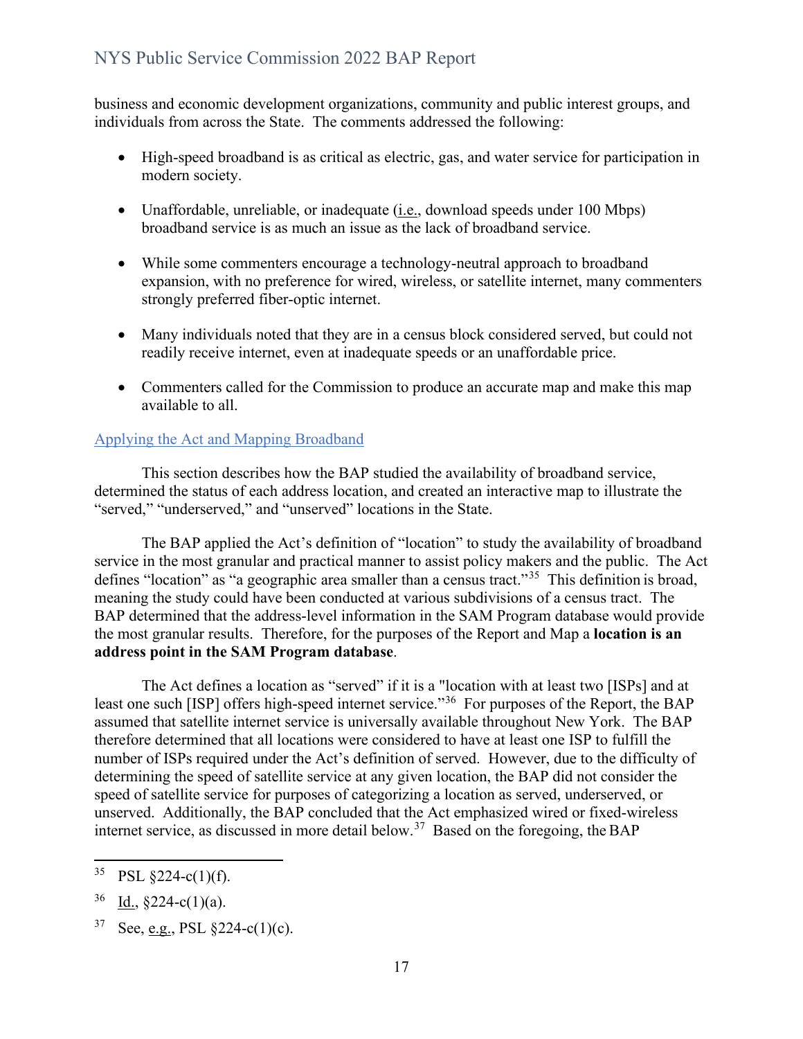business and economic development organizations, community and public interest groups, and individuals from across the State. The comments addressed the following:

- High-speed broadband is as critical as electric, gas, and water service for participation in modern society.
- Unaffordable, unreliable, or inadequate (i.e., download speeds under 100 Mbps) broadband service is as much an issue as the lack of broadband service.
- While some commenters encourage a technology-neutral approach to broadband expansion, with no preference for wired, wireless, or satellite internet, many commenters strongly preferred fiber-optic internet.
- Many individuals noted that they are in a census block considered served, but could not readily receive internet, even at inadequate speeds or an unaffordable price.
- Commenters called for the Commission to produce an accurate map and make this map available to all.

## Applying the Act and Mapping Broadband

This section describes how the BAP studied the availability of broadband service, determined the status of each address location, and created an interactive map to illustrate the "served," "underserved," and "unserved" locations in the State.

The BAP applied the Act's definition of "location" to study the availability of broadband service in the most granular and practical manner to assist policy makers and the public. The Act defines "location" as "a geographic area smaller than a census tract."[35] This definition is broad, meaning the study could have been conducted at various subdivisions of a census tract. The BAP determined that the address-level information in the SAM Program database would provide the most granular results. Therefore, for the purposes of the Report and Map a **location is an address point in the SAM Program database**.

The Act defines a location as "served" if it is a "location with at least two [ISPs] and at least one such [ISP] offers high-speed internet service."[36] For purposes of the Report, the BAP assumed that satellite internet service is universally available throughout New York. The BAP therefore determined that all locations were considered to have at least one ISP to fulfill the number of ISPs required under the Act's definition of served. However, due to the difficulty of determining the speed of satellite service at any given location, the BAP did not consider the speed of satellite service for purposes of categorizing a location as served, underserved, or unserved. Additionally, the BAP concluded that the Act emphasized wired or fixed-wireless internet service, as discussed in more detail below.[37] Based on the foregoing, the BAP

---

[35] PSL §224-c(1)(f).

[36] Id., §224-c(1)(a).

[37] See, e.g., PSL §224-c(1)(c).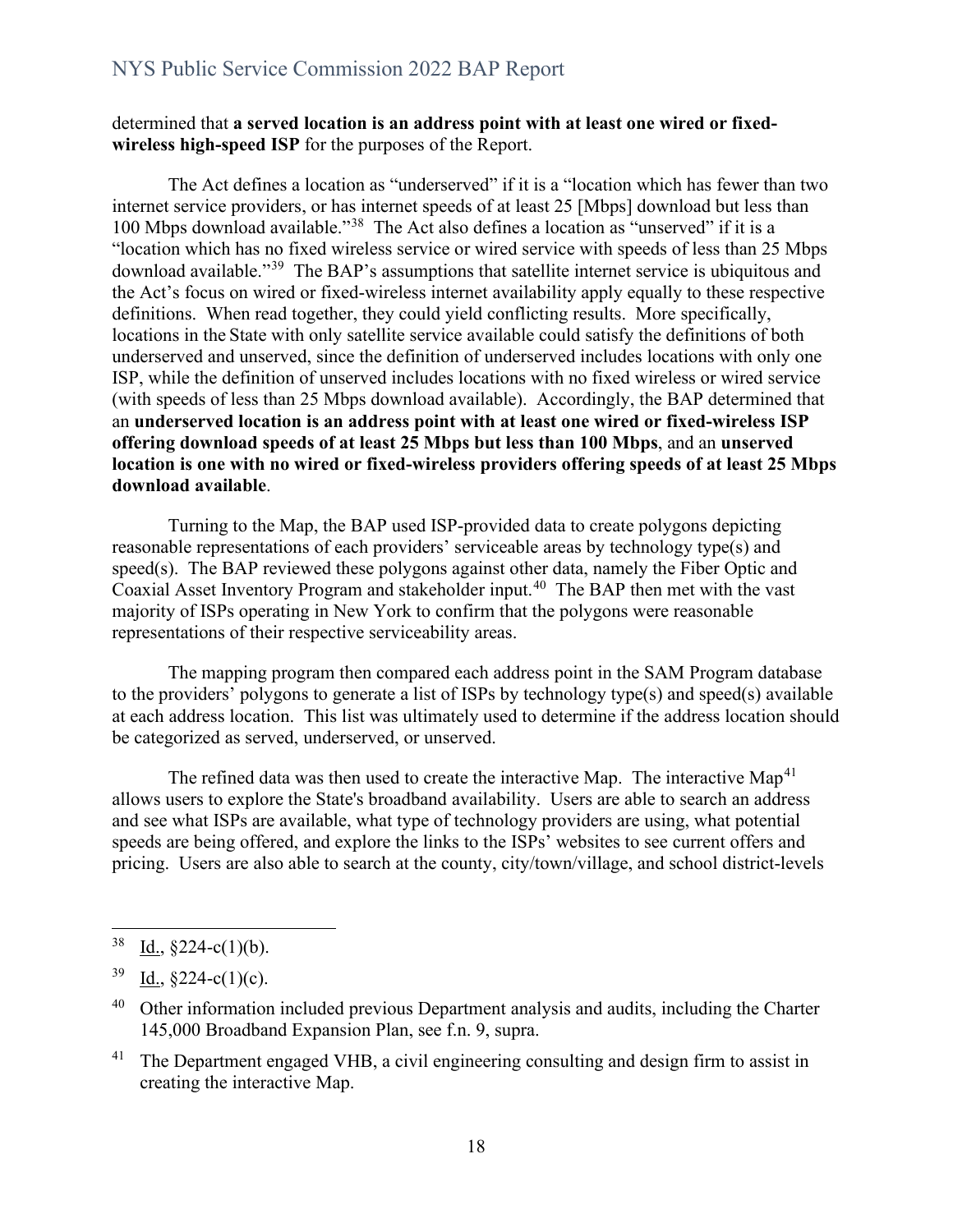determined that **a served location is an address point with at least one wired or fixed-wireless high-speed ISP** for the purposes of the Report.

The Act defines a location as "underserved" if it is a "location which has fewer than two internet service providers, or has internet speeds of at least 25 [Mbps] download but less than 100 Mbps download available."[38] The Act also defines a location as "unserved" if it is a "location which has no fixed wireless service or wired service with speeds of less than 25 Mbps download available."[39] The BAP's assumptions that satellite internet service is ubiquitous and the Act's focus on wired or fixed-wireless internet availability apply equally to these respective definitions. When read together, they could yield conflicting results. More specifically, locations in the State with only satellite service available could satisfy the definitions of both underserved and unserved, since the definition of underserved includes locations with only one ISP, while the definition of unserved includes locations with no fixed wireless or wired service (with speeds of less than 25 Mbps download available). Accordingly, the BAP determined that an **underserved location is an address point with at least one wired or fixed-wireless ISP offering download speeds of at least 25 Mbps but less than 100 Mbps**, and an **unserved location is one with no wired or fixed-wireless providers offering speeds of at least 25 Mbps download available**.

Turning to the Map, the BAP used ISP-provided data to create polygons depicting reasonable representations of each providers' serviceable areas by technology type(s) and speed(s). The BAP reviewed these polygons against other data, namely the Fiber Optic and Coaxial Asset Inventory Program and stakeholder input.[40] The BAP then met with the vast majority of ISPs operating in New York to confirm that the polygons were reasonable representations of their respective serviceability areas.

The mapping program then compared each address point in the SAM Program database to the providers' polygons to generate a list of ISPs by technology type(s) and speed(s) available at each address location. This list was ultimately used to determine if the address location should be categorized as served, underserved, or unserved.

The refined data was then used to create the interactive Map. The interactive Map[41] allows users to explore the State's broadband availability. Users are able to search an address and see what ISPs are available, what type of technology providers are using, what potential speeds are being offered, and explore the links to the ISPs' websites to see current offers and pricing. Users are also able to search at the county, city/town/village, and school district-levels

---

[38] Id., §224-c(1)(b).

[39] Id., §224-c(1)(c).

[40] Other information included previous Department analysis and audits, including the Charter 145,000 Broadband Expansion Plan, see f.n. 9, supra.

[41] The Department engaged VHB, a civil engineering consulting and design firm to assist in creating the interactive Map.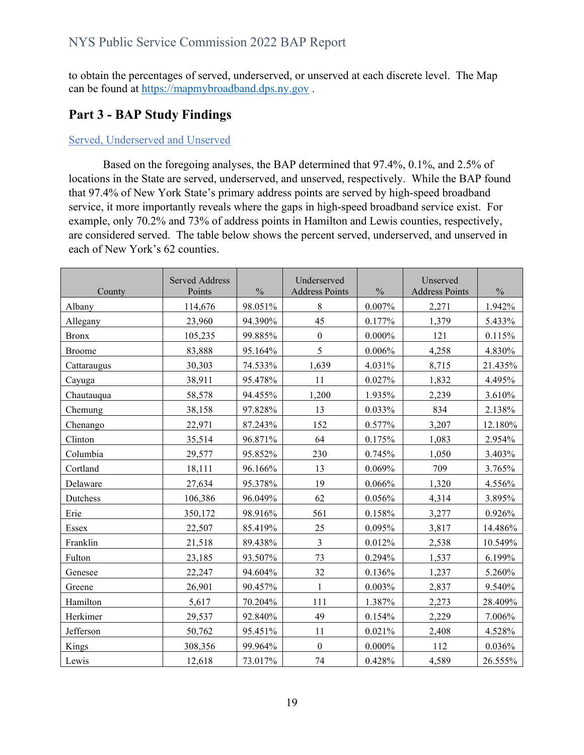to obtain the percentages of served, underserved, or unserved at each discrete level. The Map can be found at https://mapmybroadband.dps.ny.gov .

## Part 3 - BAP Study Findings

### Served, Underserved and Unserved

Based on the foregoing analyses, the BAP determined that 97.4%, 0.1%, and 2.5% of locations in the State are served, underserved, and unserved, respectively. While the BAP found that 97.4% of New York State's primary address points are served by high-speed broadband service, it more importantly reveals where the gaps in high-speed broadband service exist. For example, only 70.2% and 73% of address points in Hamilton and Lewis counties, respectively, are considered served. The table below shows the percent served, underserved, and unserved in each of New York's 62 counties.

| County | Served Address Points | % | Underserved Address Points | % | Unserved Address Points | % |
|---|---|---|---|---|---|---|
| Albany | 114,676 | 98.051% | 8 | 0.007% | 2,271 | 1.942% |
| Allegany | 23,960 | 94.390% | 45 | 0.177% | 1,379 | 5.433% |
| Bronx | 105,235 | 99.885% | 0 | 0.000% | 121 | 0.115% |
| Broome | 83,888 | 95.164% | 5 | 0.006% | 4,258 | 4.830% |
| Cattaraugus | 30,303 | 74.533% | 1,639 | 4.031% | 8,715 | 21.435% |
| Cayuga | 38,911 | 95.478% | 11 | 0.027% | 1,832 | 4.495% |
| Chautauqua | 58,578 | 94.455% | 1,200 | 1.935% | 2,239 | 3.610% |
| Chemung | 38,158 | 97.828% | 13 | 0.033% | 834 | 2.138% |
| Chenango | 22,971 | 87.243% | 152 | 0.577% | 3,207 | 12.180% |
| Clinton | 35,514 | 96.871% | 64 | 0.175% | 1,083 | 2.954% |
| Columbia | 29,577 | 95.852% | 230 | 0.745% | 1,050 | 3.403% |
| Cortland | 18,111 | 96.166% | 13 | 0.069% | 709 | 3.765% |
| Delaware | 27,634 | 95.378% | 19 | 0.066% | 1,320 | 4.556% |
| Dutchess | 106,386 | 96.049% | 62 | 0.056% | 4,314 | 3.895% |
| Erie | 350,172 | 98.916% | 561 | 0.158% | 3,277 | 0.926% |
| Essex | 22,507 | 85.419% | 25 | 0.095% | 3,817 | 14.486% |
| Franklin | 21,518 | 89.438% | 3 | 0.012% | 2,538 | 10.549% |
| Fulton | 23,185 | 93.507% | 73 | 0.294% | 1,537 | 6.199% |
| Genesee | 22,247 | 94.604% | 32 | 0.136% | 1,237 | 5.260% |
| Greene | 26,901 | 90.457% | 1 | 0.003% | 2,837 | 9.540% |
| Hamilton | 5,617 | 70.204% | 111 | 1.387% | 2,273 | 28.409% |
| Herkimer | 29,537 | 92.840% | 49 | 0.154% | 2,229 | 7.006% |
| Jefferson | 50,762 | 95.451% | 11 | 0.021% | 2,408 | 4.528% |
| Kings | 308,356 | 99.964% | 0 | 0.000% | 112 | 0.036% |
| Lewis | 12,618 | 73.017% | 74 | 0.428% | 4,589 | 26.555% |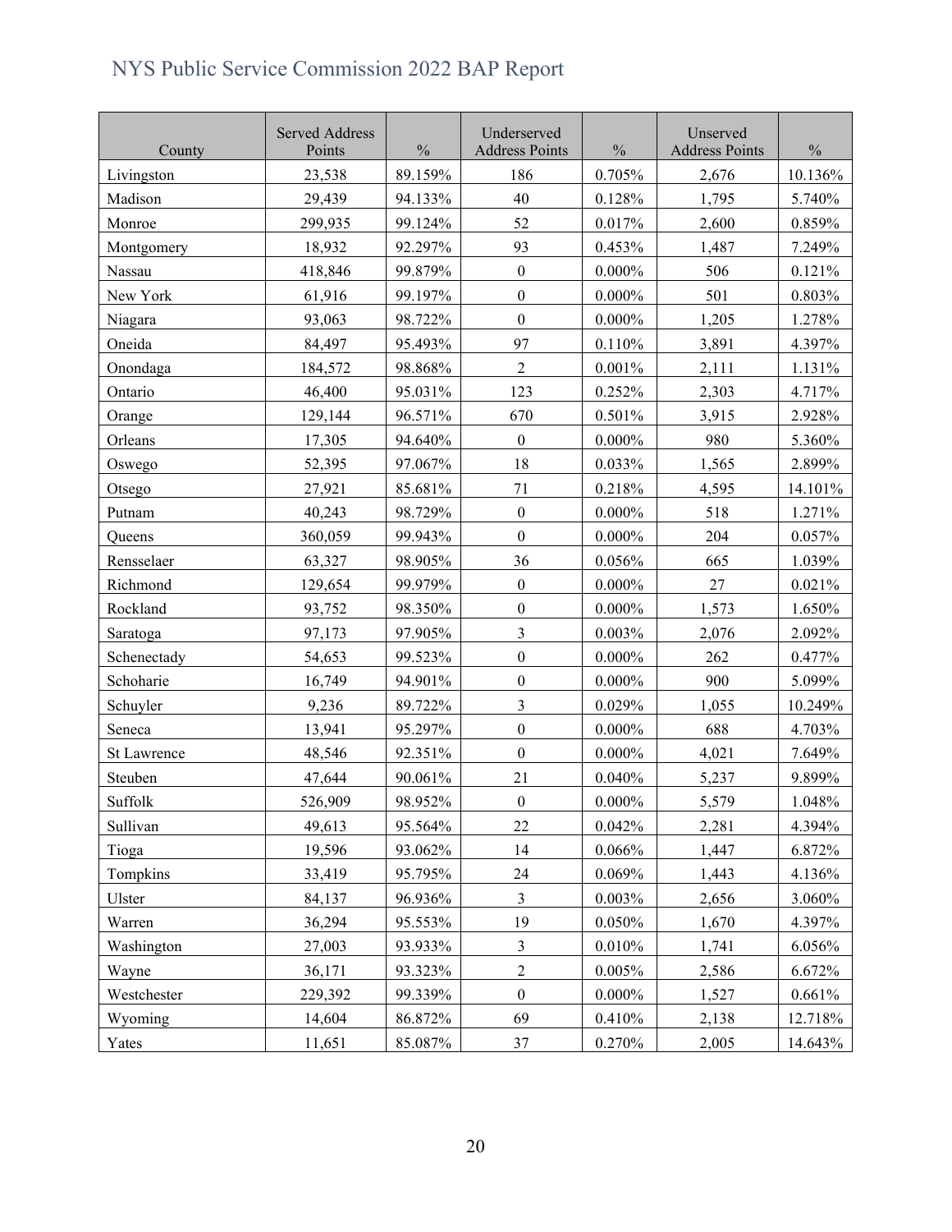| County | Served Address Points | % | Underserved Address Points | % | Unserved Address Points | % |
|---|---|---|---|---|---|---|
| Livingston | 23,538 | 89.159% | 186 | 0.705% | 2,676 | 10.136% |
| Madison | 29,439 | 94.133% | 40 | 0.128% | 1,795 | 5.740% |
| Monroe | 299,935 | 99.124% | 52 | 0.017% | 2,600 | 0.859% |
| Montgomery | 18,932 | 92.297% | 93 | 0.453% | 1,487 | 7.249% |
| Nassau | 418,846 | 99.879% | 0 | 0.000% | 506 | 0.121% |
| New York | 61,916 | 99.197% | 0 | 0.000% | 501 | 0.803% |
| Niagara | 93,063 | 98.722% | 0 | 0.000% | 1,205 | 1.278% |
| Oneida | 84,497 | 95.493% | 97 | 0.110% | 3,891 | 4.397% |
| Onondaga | 184,572 | 98.868% | 2 | 0.001% | 2,111 | 1.131% |
| Ontario | 46,400 | 95.031% | 123 | 0.252% | 2,303 | 4.717% |
| Orange | 129,144 | 96.571% | 670 | 0.501% | 3,915 | 2.928% |
| Orleans | 17,305 | 94.640% | 0 | 0.000% | 980 | 5.360% |
| Oswego | 52,395 | 97.067% | 18 | 0.033% | 1,565 | 2.899% |
| Otsego | 27,921 | 85.681% | 71 | 0.218% | 4,595 | 14.101% |
| Putnam | 40,243 | 98.729% | 0 | 0.000% | 518 | 1.271% |
| Queens | 360,059 | 99.943% | 0 | 0.000% | 204 | 0.057% |
| Rensselaer | 63,327 | 98.905% | 36 | 0.056% | 665 | 1.039% |
| Richmond | 129,654 | 99.979% | 0 | 0.000% | 27 | 0.021% |
| Rockland | 93,752 | 98.350% | 0 | 0.000% | 1,573 | 1.650% |
| Saratoga | 97,173 | 97.905% | 3 | 0.003% | 2,076 | 2.092% |
| Schenectady | 54,653 | 99.523% | 0 | 0.000% | 262 | 0.477% |
| Schoharie | 16,749 | 94.901% | 0 | 0.000% | 900 | 5.099% |
| Schuyler | 9,236 | 89.722% | 3 | 0.029% | 1,055 | 10.249% |
| Seneca | 13,941 | 95.297% | 0 | 0.000% | 688 | 4.703% |
| St Lawrence | 48,546 | 92.351% | 0 | 0.000% | 4,021 | 7.649% |
| Steuben | 47,644 | 90.061% | 21 | 0.040% | 5,237 | 9.899% |
| Suffolk | 526,909 | 98.952% | 0 | 0.000% | 5,579 | 1.048% |
| Sullivan | 49,613 | 95.564% | 22 | 0.042% | 2,281 | 4.394% |
| Tioga | 19,596 | 93.062% | 14 | 0.066% | 1,447 | 6.872% |
| Tompkins | 33,419 | 95.795% | 24 | 0.069% | 1,443 | 4.136% |
| Ulster | 84,137 | 96.936% | 3 | 0.003% | 2,656 | 3.060% |
| Warren | 36,294 | 95.553% | 19 | 0.050% | 1,670 | 4.397% |
| Washington | 27,003 | 93.933% | 3 | 0.010% | 1,741 | 6.056% |
| Wayne | 36,171 | 93.323% | 2 | 0.005% | 2,586 | 6.672% |
| Westchester | 229,392 | 99.339% | 0 | 0.000% | 1,527 | 0.661% |
| Wyoming | 14,604 | 86.872% | 69 | 0.410% | 2,138 | 12.718% |
| Yates | 11,651 | 85.087% | 37 | 0.270% | 2,005 | 14.643% |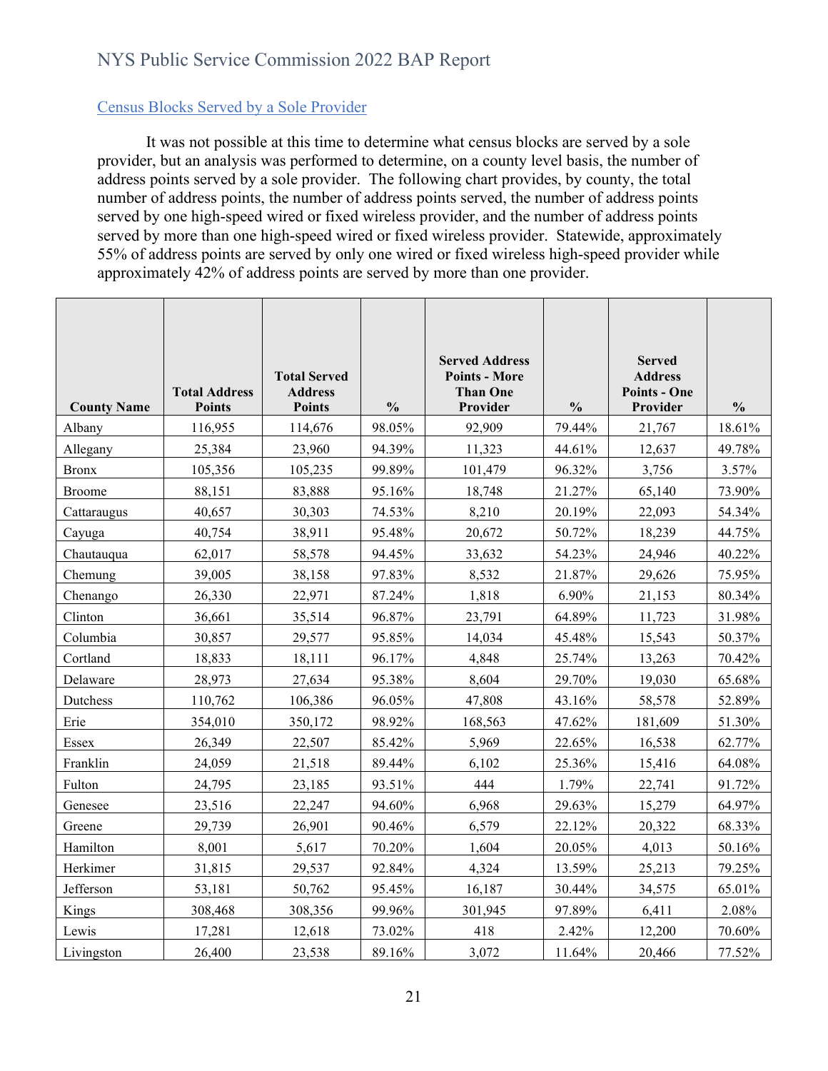## Census Blocks Served by a Sole Provider

It was not possible at this time to determine what census blocks are served by a sole provider, but an analysis was performed to determine, on a county level basis, the number of address points served by a sole provider. The following chart provides, by county, the total number of address points, the number of address points served, the number of address points served by one high-speed wired or fixed wireless provider, and the number of address points served by more than one high-speed wired or fixed wireless provider. Statewide, approximately 55% of address points are served by only one wired or fixed wireless high-speed provider while approximately 42% of address points are served by more than one provider.

| County Name | Total Address Points | Total Served Address Points | % | Served Address Points - More Than One Provider | % | Served Address Points - One Provider | % |
|---|---|---|---|---|---|---|---|
| Albany | 116,955 | 114,676 | 98.05% | 92,909 | 79.44% | 21,767 | 18.61% |
| Allegany | 25,384 | 23,960 | 94.39% | 11,323 | 44.61% | 12,637 | 49.78% |
| Bronx | 105,356 | 105,235 | 99.89% | 101,479 | 96.32% | 3,756 | 3.57% |
| Broome | 88,151 | 83,888 | 95.16% | 18,748 | 21.27% | 65,140 | 73.90% |
| Cattaraugus | 40,657 | 30,303 | 74.53% | 8,210 | 20.19% | 22,093 | 54.34% |
| Cayuga | 40,754 | 38,911 | 95.48% | 20,672 | 50.72% | 18,239 | 44.75% |
| Chautauqua | 62,017 | 58,578 | 94.45% | 33,632 | 54.23% | 24,946 | 40.22% |
| Chemung | 39,005 | 38,158 | 97.83% | 8,532 | 21.87% | 29,626 | 75.95% |
| Chenango | 26,330 | 22,971 | 87.24% | 1,818 | 6.90% | 21,153 | 80.34% |
| Clinton | 36,661 | 35,514 | 96.87% | 23,791 | 64.89% | 11,723 | 31.98% |
| Columbia | 30,857 | 29,577 | 95.85% | 14,034 | 45.48% | 15,543 | 50.37% |
| Cortland | 18,833 | 18,111 | 96.17% | 4,848 | 25.74% | 13,263 | 70.42% |
| Delaware | 28,973 | 27,634 | 95.38% | 8,604 | 29.70% | 19,030 | 65.68% |
| Dutchess | 110,762 | 106,386 | 96.05% | 47,808 | 43.16% | 58,578 | 52.89% |
| Erie | 354,010 | 350,172 | 98.92% | 168,563 | 47.62% | 181,609 | 51.30% |
| Essex | 26,349 | 22,507 | 85.42% | 5,969 | 22.65% | 16,538 | 62.77% |
| Franklin | 24,059 | 21,518 | 89.44% | 6,102 | 25.36% | 15,416 | 64.08% |
| Fulton | 24,795 | 23,185 | 93.51% | 444 | 1.79% | 22,741 | 91.72% |
| Genesee | 23,516 | 22,247 | 94.60% | 6,968 | 29.63% | 15,279 | 64.97% |
| Greene | 29,739 | 26,901 | 90.46% | 6,579 | 22.12% | 20,322 | 68.33% |
| Hamilton | 8,001 | 5,617 | 70.20% | 1,604 | 20.05% | 4,013 | 50.16% |
| Herkimer | 31,815 | 29,537 | 92.84% | 4,324 | 13.59% | 25,213 | 79.25% |
| Jefferson | 53,181 | 50,762 | 95.45% | 16,187 | 30.44% | 34,575 | 65.01% |
| Kings | 308,468 | 308,356 | 99.96% | 301,945 | 97.89% | 6,411 | 2.08% |
| Lewis | 17,281 | 12,618 | 73.02% | 418 | 2.42% | 12,200 | 70.60% |
| Livingston | 26,400 | 23,538 | 89.16% | 3,072 | 11.64% | 20,466 | 77.52% |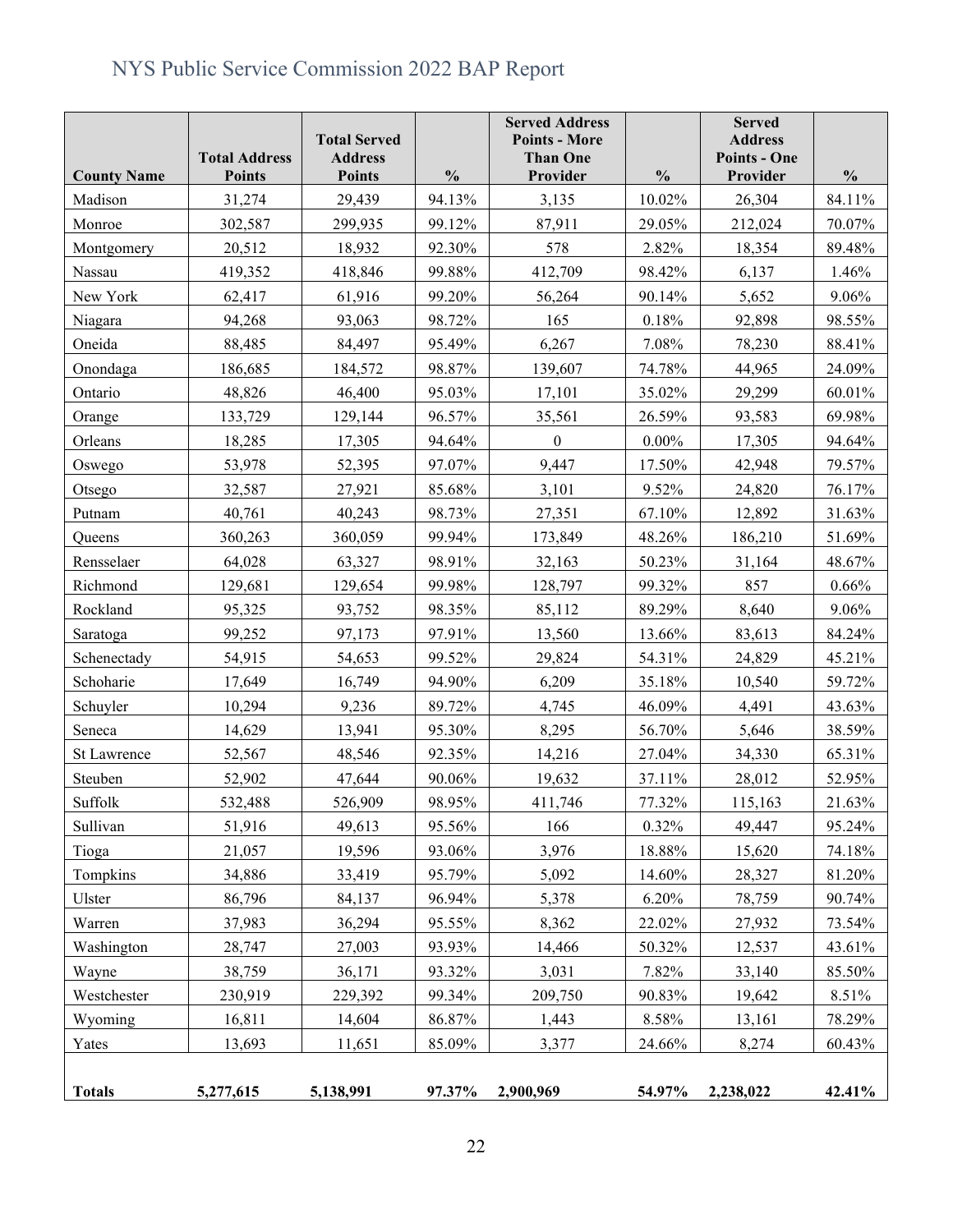| County Name | Total Address Points | Total Served Address Points | % | Served Address Points - More Than One Provider | % | Served Address Points - One Provider | % |
|---|---|---|---|---|---|---|---|
| Madison | 31,274 | 29,439 | 94.13% | 3,135 | 10.02% | 26,304 | 84.11% |
| Monroe | 302,587 | 299,935 | 99.12% | 87,911 | 29.05% | 212,024 | 70.07% |
| Montgomery | 20,512 | 18,932 | 92.30% | 578 | 2.82% | 18,354 | 89.48% |
| Nassau | 419,352 | 418,846 | 99.88% | 412,709 | 98.42% | 6,137 | 1.46% |
| New York | 62,417 | 61,916 | 99.20% | 56,264 | 90.14% | 5,652 | 9.06% |
| Niagara | 94,268 | 93,063 | 98.72% | 165 | 0.18% | 92,898 | 98.55% |
| Oneida | 88,485 | 84,497 | 95.49% | 6,267 | 7.08% | 78,230 | 88.41% |
| Onondaga | 186,685 | 184,572 | 98.87% | 139,607 | 74.78% | 44,965 | 24.09% |
| Ontario | 48,826 | 46,400 | 95.03% | 17,101 | 35.02% | 29,299 | 60.01% |
| Orange | 133,729 | 129,144 | 96.57% | 35,561 | 26.59% | 93,583 | 69.98% |
| Orleans | 18,285 | 17,305 | 94.64% | 0 | 0.00% | 17,305 | 94.64% |
| Oswego | 53,978 | 52,395 | 97.07% | 9,447 | 17.50% | 42,948 | 79.57% |
| Otsego | 32,587 | 27,921 | 85.68% | 3,101 | 9.52% | 24,820 | 76.17% |
| Putnam | 40,761 | 40,243 | 98.73% | 27,351 | 67.10% | 12,892 | 31.63% |
| Queens | 360,263 | 360,059 | 99.94% | 173,849 | 48.26% | 186,210 | 51.69% |
| Rensselaer | 64,028 | 63,327 | 98.91% | 32,163 | 50.23% | 31,164 | 48.67% |
| Richmond | 129,681 | 129,654 | 99.98% | 128,797 | 99.32% | 857 | 0.66% |
| Rockland | 95,325 | 93,752 | 98.35% | 85,112 | 89.29% | 8,640 | 9.06% |
| Saratoga | 99,252 | 97,173 | 97.91% | 13,560 | 13.66% | 83,613 | 84.24% |
| Schenectady | 54,915 | 54,653 | 99.52% | 29,824 | 54.31% | 24,829 | 45.21% |
| Schoharie | 17,649 | 16,749 | 94.90% | 6,209 | 35.18% | 10,540 | 59.72% |
| Schuyler | 10,294 | 9,236 | 89.72% | 4,745 | 46.09% | 4,491 | 43.63% |
| Seneca | 14,629 | 13,941 | 95.30% | 8,295 | 56.70% | 5,646 | 38.59% |
| St Lawrence | 52,567 | 48,546 | 92.35% | 14,216 | 27.04% | 34,330 | 65.31% |
| Steuben | 52,902 | 47,644 | 90.06% | 19,632 | 37.11% | 28,012 | 52.95% |
| Suffolk | 532,488 | 526,909 | 98.95% | 411,746 | 77.32% | 115,163 | 21.63% |
| Sullivan | 51,916 | 49,613 | 95.56% | 166 | 0.32% | 49,447 | 95.24% |
| Tioga | 21,057 | 19,596 | 93.06% | 3,976 | 18.88% | 15,620 | 74.18% |
| Tompkins | 34,886 | 33,419 | 95.79% | 5,092 | 14.60% | 28,327 | 81.20% |
| Ulster | 86,796 | 84,137 | 96.94% | 5,378 | 6.20% | 78,759 | 90.74% |
| Warren | 37,983 | 36,294 | 95.55% | 8,362 | 22.02% | 27,932 | 73.54% |
| Washington | 28,747 | 27,003 | 93.93% | 14,466 | 50.32% | 12,537 | 43.61% |
| Wayne | 38,759 | 36,171 | 93.32% | 3,031 | 7.82% | 33,140 | 85.50% |
| Westchester | 230,919 | 229,392 | 99.34% | 209,750 | 90.83% | 19,642 | 8.51% |
| Wyoming | 16,811 | 14,604 | 86.87% | 1,443 | 8.58% | 13,161 | 78.29% |
| Yates | 13,693 | 11,651 | 85.09% | 3,377 | 24.66% | 8,274 | 60.43% |
| **Totals** | **5,277,615** | **5,138,991** | **97.37%** | **2,900,969** | **54.97%** | **2,238,022** | **42.41%** |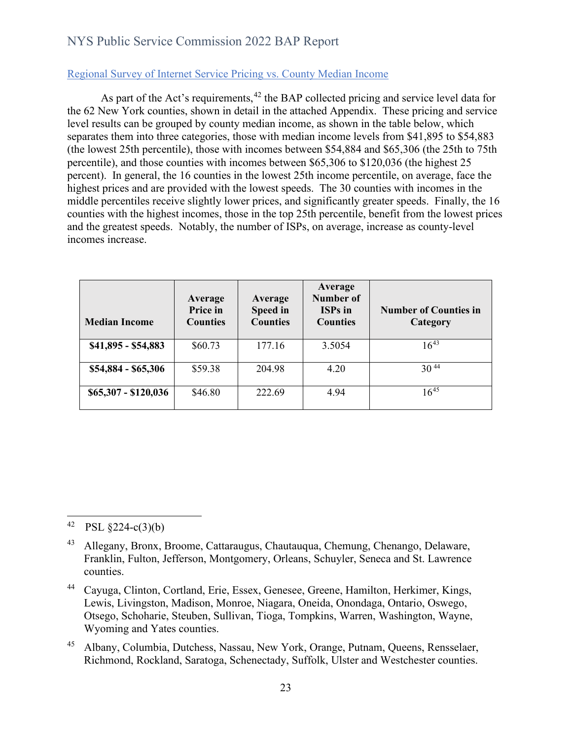## Regional Survey of Internet Service Pricing vs. County Median Income

As part of the Act's requirements,[42] the BAP collected pricing and service level data for the 62 New York counties, shown in detail in the attached Appendix. These pricing and service level results can be grouped by county median income, as shown in the table below, which separates them into three categories, those with median income levels from $41,895 to $54,883 (the lowest 25th percentile), those with incomes between $54,884 and $65,306 (the 25th to 75th percentile), and those counties with incomes between $65,306 to $120,036 (the highest 25 percent). In general, the 16 counties in the lowest 25th income percentile, on average, face the highest prices and are provided with the lowest speeds. The 30 counties with incomes in the middle percentiles receive slightly lower prices, and significantly greater speeds. Finally, the 16 counties with the highest incomes, those in the top 25th percentile, benefit from the lowest prices and the greatest speeds. Notably, the number of ISPs, on average, increase as county-level incomes increase.

| Median Income | Average Price in Counties | Average Speed in Counties | Average Number of ISPs in Counties | Number of Counties in Category |
|---|---|---|---|---|
| **$41,895 - $54,883** | $60.73 | 177.16 | 3.5054 | 16[43] |
| **$54,884 - $65,306** | $59.38 | 204.98 | 4.20 | 30[44] |
| **$65,307 - $120,036** | $46.80 | 222.69 | 4.94 | 16[45] |

---

[42] PSL §224-c(3)(b)

[43] Allegany, Bronx, Broome, Cattaraugus, Chautauqua, Chemung, Chenango, Delaware, Franklin, Fulton, Jefferson, Montgomery, Orleans, Schuyler, Seneca and St. Lawrence counties.

[44] Cayuga, Clinton, Cortland, Erie, Essex, Genesee, Greene, Hamilton, Herkimer, Kings, Lewis, Livingston, Madison, Monroe, Niagara, Oneida, Onondaga, Ontario, Oswego, Otsego, Schoharie, Steuben, Sullivan, Tioga, Tompkins, Warren, Washington, Wayne, Wyoming and Yates counties.

[45] Albany, Columbia, Dutchess, Nassau, New York, Orange, Putnam, Queens, Rensselaer, Richmond, Rockland, Saratoga, Schenectady, Suffolk, Ulster and Westchester counties.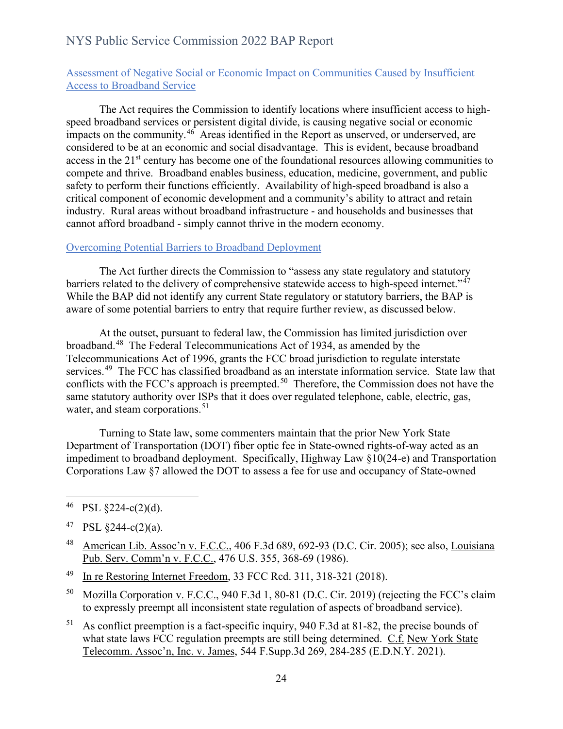## Assessment of Negative Social or Economic Impact on Communities Caused by Insufficient Access to Broadband Service

The Act requires the Commission to identify locations where insufficient access to high-speed broadband services or persistent digital divide, is causing negative social or economic impacts on the community.[46] Areas identified in the Report as unserved, or underserved, are considered to be at an economic and social disadvantage. This is evident, because broadband access in the 21st century has become one of the foundational resources allowing communities to compete and thrive. Broadband enables business, education, medicine, government, and public safety to perform their functions efficiently. Availability of high-speed broadband is also a critical component of economic development and a community's ability to attract and retain industry. Rural areas without broadband infrastructure - and households and businesses that cannot afford broadband - simply cannot thrive in the modern economy.

## Overcoming Potential Barriers to Broadband Deployment

The Act further directs the Commission to "assess any state regulatory and statutory barriers related to the delivery of comprehensive statewide access to high-speed internet."[47] While the BAP did not identify any current State regulatory or statutory barriers, the BAP is aware of some potential barriers to entry that require further review, as discussed below.

At the outset, pursuant to federal law, the Commission has limited jurisdiction over broadband.[48] The Federal Telecommunications Act of 1934, as amended by the Telecommunications Act of 1996, grants the FCC broad jurisdiction to regulate interstate services.[49] The FCC has classified broadband as an interstate information service. State law that conflicts with the FCC's approach is preempted.[50] Therefore, the Commission does not have the same statutory authority over ISPs that it does over regulated telephone, cable, electric, gas, water, and steam corporations.[51]

Turning to State law, some commenters maintain that the prior New York State Department of Transportation (DOT) fiber optic fee in State-owned rights-of-way acted as an impediment to broadband deployment. Specifically, Highway Law §10(24-e) and Transportation Corporations Law §7 allowed the DOT to assess a fee for use and occupancy of State-owned

---

[46] PSL §224-c(2)(d).

[47] PSL §244-c(2)(a).

[48] <u>American Lib. Assoc'n v. F.C.C.</u>, 406 F.3d 689, 692-93 (D.C. Cir. 2005); see also, <u>Louisiana Pub. Serv. Comm'n v. F.C.C.</u>, 476 U.S. 355, 368-69 (1986).

[49] <u>In re Restoring Internet Freedom</u>, 33 FCC Rcd. 311, 318-321 (2018).

[50] <u>Mozilla Corporation v. F.C.C.</u>, 940 F.3d 1, 80-81 (D.C. Cir. 2019) (rejecting the FCC's claim to expressly preempt all inconsistent state regulation of aspects of broadband service).

[51] As conflict preemption is a fact-specific inquiry, 940 F.3d at 81-82, the precise bounds of what state laws FCC regulation preempts are still being determined. <u>C.f.</u> <u>New York State Telecomm. Assoc'n, Inc. v. James</u>, 544 F.Supp.3d 269, 284-285 (E.D.N.Y. 2021).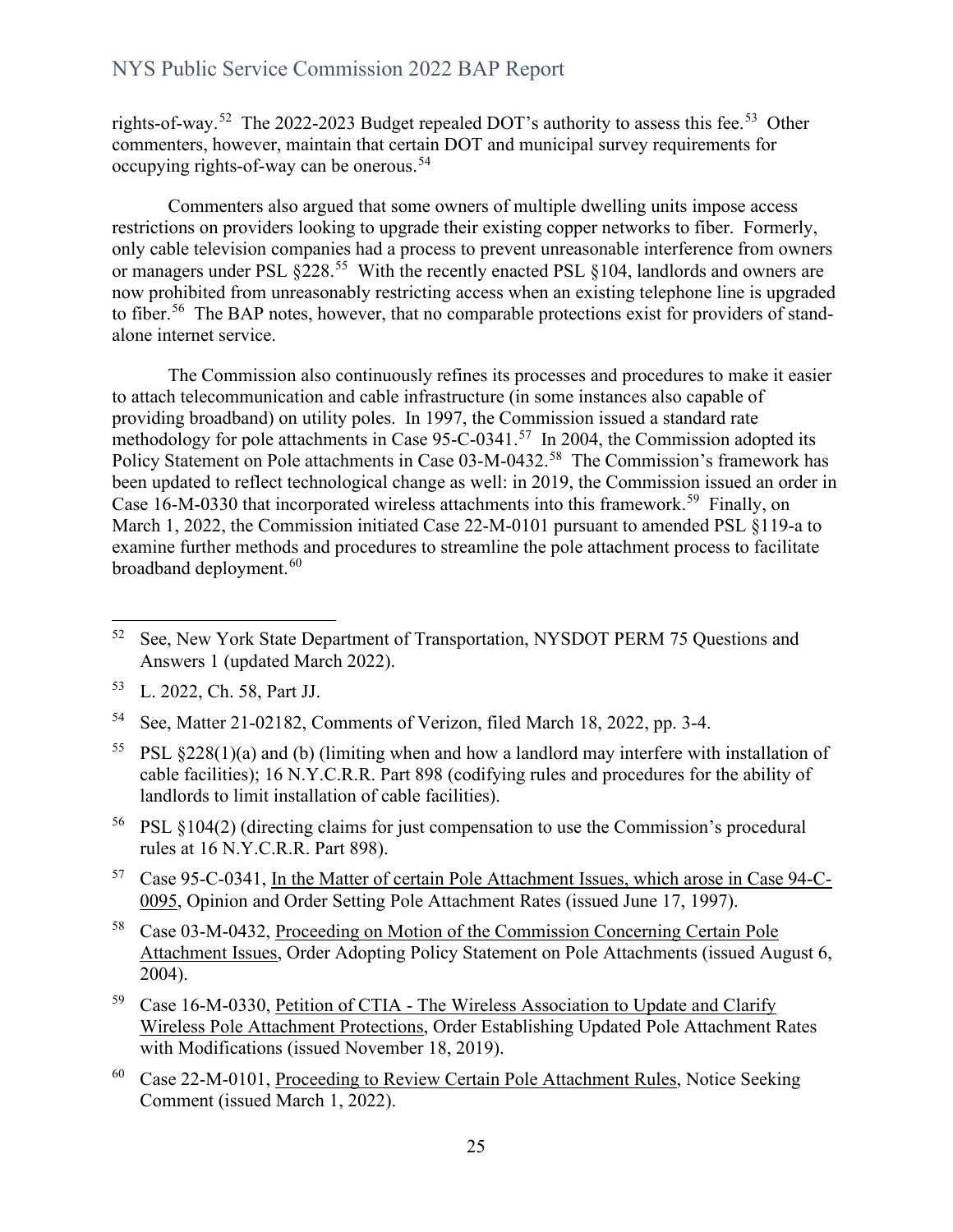rights-of-way.[52] The 2022-2023 Budget repealed DOT's authority to assess this fee.[53] Other commenters, however, maintain that certain DOT and municipal survey requirements for occupying rights-of-way can be onerous.[54]

Commenters also argued that some owners of multiple dwelling units impose access restrictions on providers looking to upgrade their existing copper networks to fiber. Formerly, only cable television companies had a process to prevent unreasonable interference from owners or managers under PSL §228.[55] With the recently enacted PSL §104, landlords and owners are now prohibited from unreasonably restricting access when an existing telephone line is upgraded to fiber.[56] The BAP notes, however, that no comparable protections exist for providers of stand-alone internet service.

The Commission also continuously refines its processes and procedures to make it easier to attach telecommunication and cable infrastructure (in some instances also capable of providing broadband) on utility poles. In 1997, the Commission issued a standard rate methodology for pole attachments in Case 95-C-0341.[57] In 2004, the Commission adopted its Policy Statement on Pole attachments in Case 03-M-0432.[58] The Commission's framework has been updated to reflect technological change as well: in 2019, the Commission issued an order in Case 16-M-0330 that incorporated wireless attachments into this framework.[59] Finally, on March 1, 2022, the Commission initiated Case 22-M-0101 pursuant to amended PSL §119-a to examine further methods and procedures to streamline the pole attachment process to facilitate broadband deployment.[60]

---

[52] See, New York State Department of Transportation, NYSDOT PERM 75 Questions and Answers 1 (updated March 2022).

[53] L. 2022, Ch. 58, Part JJ.

[54] See, Matter 21-02182, Comments of Verizon, filed March 18, 2022, pp. 3-4.

[55] PSL §228(1)(a) and (b) (limiting when and how a landlord may interfere with installation of cable facilities); 16 N.Y.C.R.R. Part 898 (codifying rules and procedures for the ability of landlords to limit installation of cable facilities).

[56] PSL §104(2) (directing claims for just compensation to use the Commission's procedural rules at 16 N.Y.C.R.R. Part 898).

[57] Case 95-C-0341, In the Matter of certain Pole Attachment Issues, which arose in Case 94-C-0095, Opinion and Order Setting Pole Attachment Rates (issued June 17, 1997).

[58] Case 03-M-0432, Proceeding on Motion of the Commission Concerning Certain Pole Attachment Issues, Order Adopting Policy Statement on Pole Attachments (issued August 6, 2004).

[59] Case 16-M-0330, Petition of CTIA - The Wireless Association to Update and Clarify Wireless Pole Attachment Protections, Order Establishing Updated Pole Attachment Rates with Modifications (issued November 18, 2019).

[60] Case 22-M-0101, Proceeding to Review Certain Pole Attachment Rules, Notice Seeking Comment (issued March 1, 2022).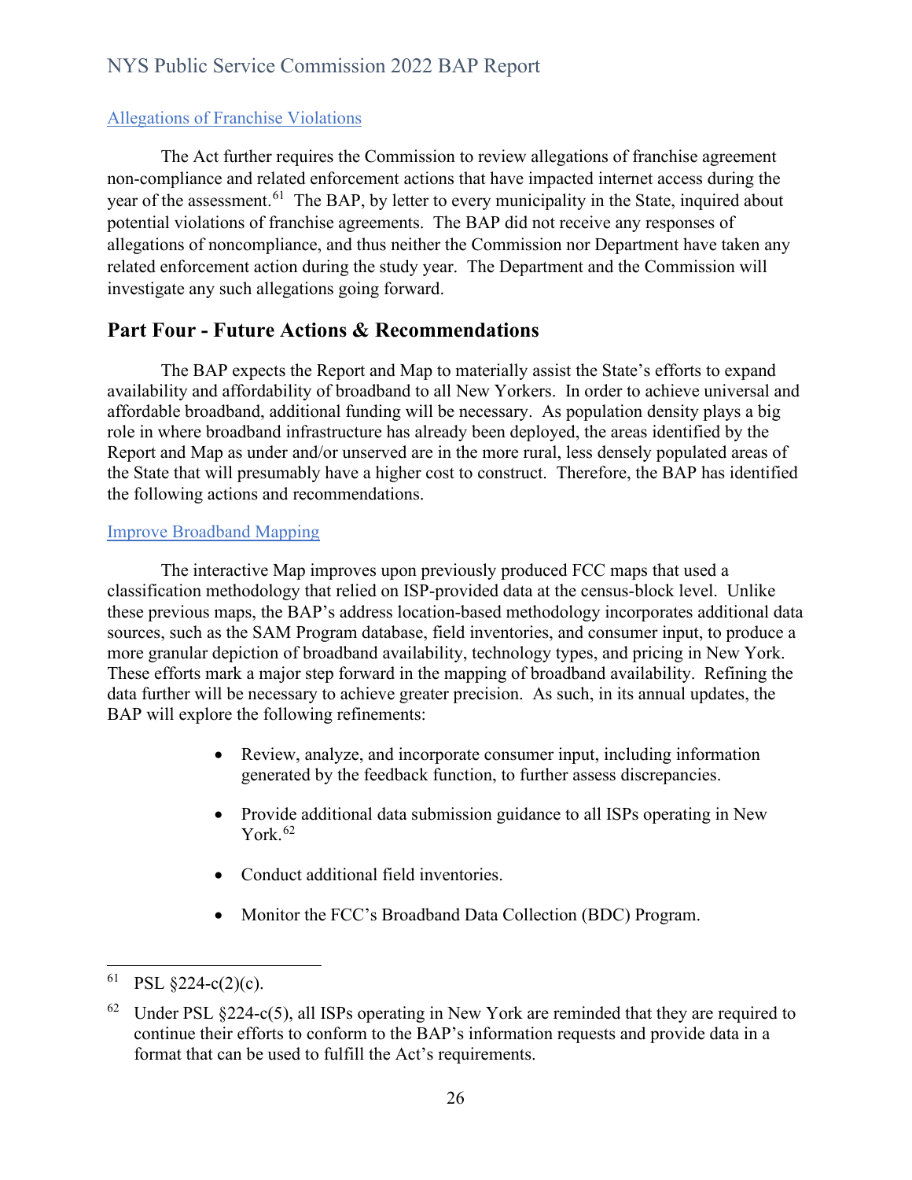### Allegations of Franchise Violations

The Act further requires the Commission to review allegations of franchise agreement non-compliance and related enforcement actions that have impacted internet access during the year of the assessment.[61] The BAP, by letter to every municipality in the State, inquired about potential violations of franchise agreements. The BAP did not receive any responses of allegations of noncompliance, and thus neither the Commission nor Department have taken any related enforcement action during the study year. The Department and the Commission will investigate any such allegations going forward.

## Part Four - Future Actions & Recommendations

The BAP expects the Report and Map to materially assist the State's efforts to expand availability and affordability of broadband to all New Yorkers. In order to achieve universal and affordable broadband, additional funding will be necessary. As population density plays a big role in where broadband infrastructure has already been deployed, the areas identified by the Report and Map as under and/or unserved are in the more rural, less densely populated areas of the State that will presumably have a higher cost to construct. Therefore, the BAP has identified the following actions and recommendations.

### Improve Broadband Mapping

The interactive Map improves upon previously produced FCC maps that used a classification methodology that relied on ISP-provided data at the census-block level. Unlike these previous maps, the BAP's address location-based methodology incorporates additional data sources, such as the SAM Program database, field inventories, and consumer input, to produce a more granular depiction of broadband availability, technology types, and pricing in New York. These efforts mark a major step forward in the mapping of broadband availability. Refining the data further will be necessary to achieve greater precision. As such, in its annual updates, the BAP will explore the following refinements:

- Review, analyze, and incorporate consumer input, including information generated by the feedback function, to further assess discrepancies.
- Provide additional data submission guidance to all ISPs operating in New York.[62]
- Conduct additional field inventories.
- Monitor the FCC's Broadband Data Collection (BDC) Program.

---

[61] PSL §224-c(2)(c).

[62] Under PSL §224-c(5), all ISPs operating in New York are reminded that they are required to continue their efforts to conform to the BAP's information requests and provide data in a format that can be used to fulfill the Act's requirements.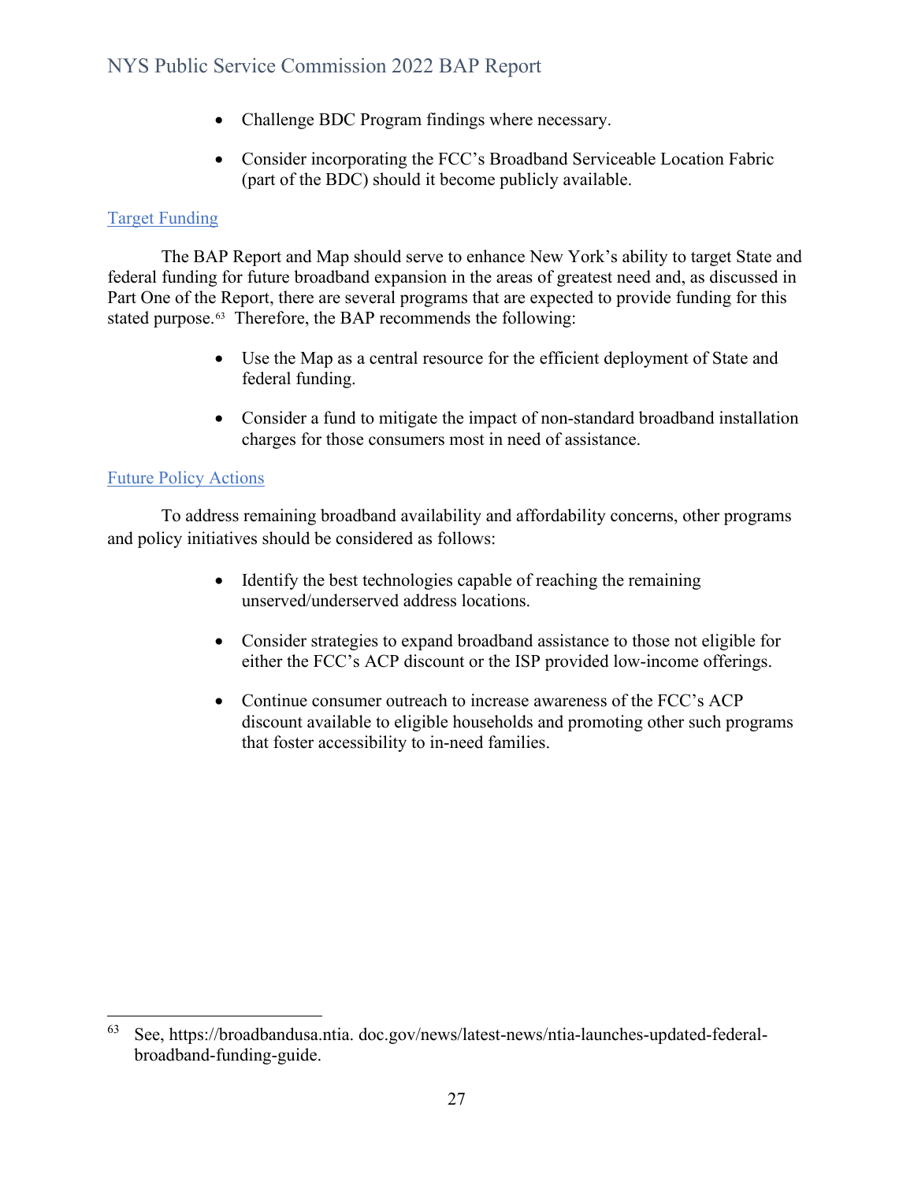- Challenge BDC Program findings where necessary.

- Consider incorporating the FCC's Broadband Serviceable Location Fabric (part of the BDC) should it become publicly available.

### Target Funding

The BAP Report and Map should serve to enhance New York's ability to target State and federal funding for future broadband expansion in the areas of greatest need and, as discussed in Part One of the Report, there are several programs that are expected to provide funding for this stated purpose.[63] Therefore, the BAP recommends the following:

- Use the Map as a central resource for the efficient deployment of State and federal funding.

- Consider a fund to mitigate the impact of non-standard broadband installation charges for those consumers most in need of assistance.

### Future Policy Actions

To address remaining broadband availability and affordability concerns, other programs and policy initiatives should be considered as follows:

- Identify the best technologies capable of reaching the remaining unserved/underserved address locations.

- Consider strategies to expand broadband assistance to those not eligible for either the FCC's ACP discount or the ISP provided low-income offerings.

- Continue consumer outreach to increase awareness of the FCC's ACP discount available to eligible households and promoting other such programs that foster accessibility to in-need families.

---

[63] See, https://broadbandusa.ntia. doc.gov/news/latest-news/ntia-launches-updated-federal-broadband-funding-guide.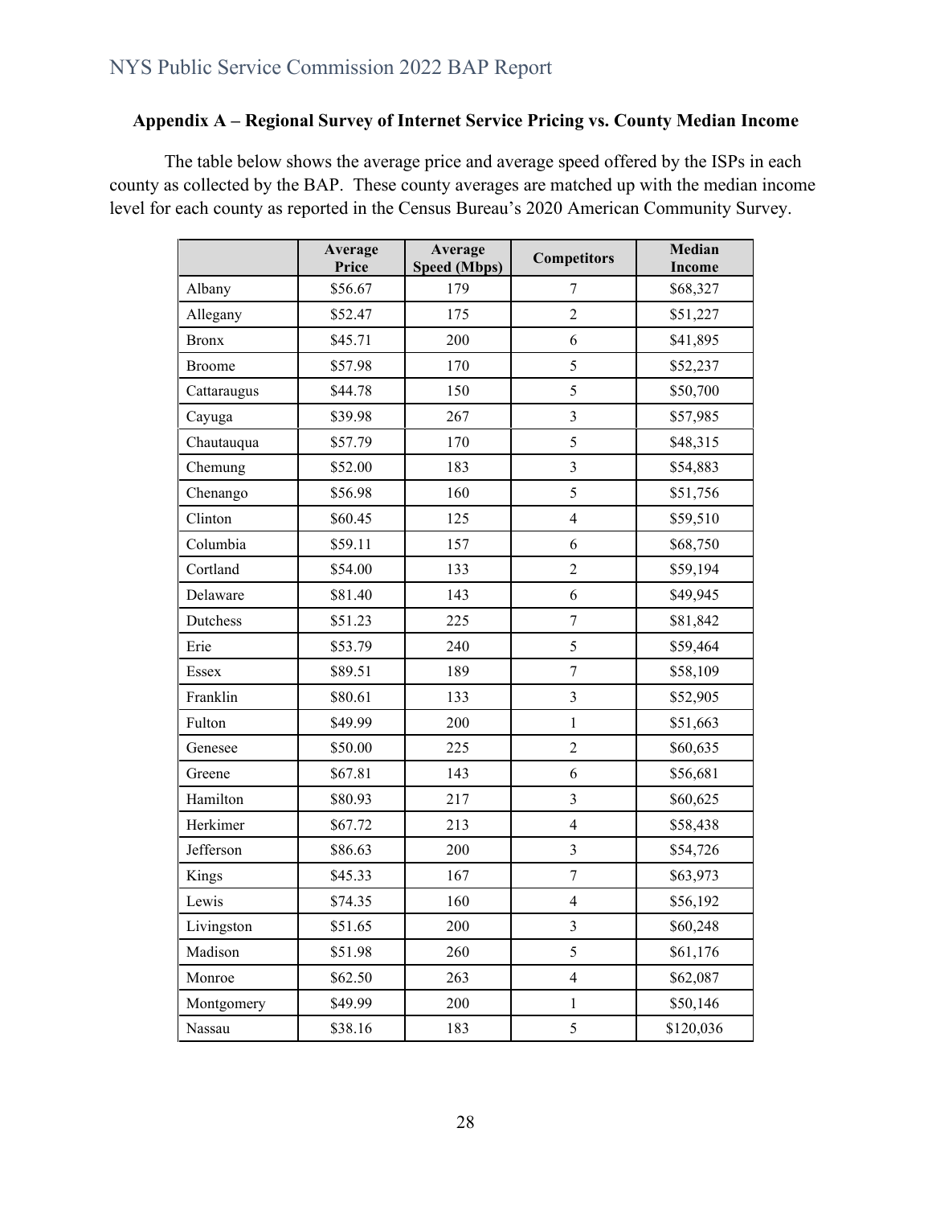**Appendix A – Regional Survey of Internet Service Pricing vs. County Median Income**

The table below shows the average price and average speed offered by the ISPs in each county as collected by the BAP. These county averages are matched up with the median income level for each county as reported in the Census Bureau's 2020 American Community Survey.

| | Average Price | Average Speed (Mbps) | Competitors | Median Income |
|---|---|---|---|---|
| Albany | $56.67 | 179 | 7 | $68,327 |
| Allegany | $52.47 | 175 | 2 | $51,227 |
| Bronx | $45.71 | 200 | 6 | $41,895 |
| Broome | $57.98 | 170 | 5 | $52,237 |
| Cattaraugus | $44.78 | 150 | 5 | $50,700 |
| Cayuga | $39.98 | 267 | 3 | $57,985 |
| Chautauqua | $57.79 | 170 | 5 | $48,315 |
| Chemung | $52.00 | 183 | 3 | $54,883 |
| Chenango | $56.98 | 160 | 5 | $51,756 |
| Clinton | $60.45 | 125 | 4 | $59,510 |
| Columbia | $59.11 | 157 | 6 | $68,750 |
| Cortland | $54.00 | 133 | 2 | $59,194 |
| Delaware | $81.40 | 143 | 6 | $49,945 |
| Dutchess | $51.23 | 225 | 7 | $81,842 |
| Erie | $53.79 | 240 | 5 | $59,464 |
| Essex | $89.51 | 189 | 7 | $58,109 |
| Franklin | $80.61 | 133 | 3 | $52,905 |
| Fulton | $49.99 | 200 | 1 | $51,663 |
| Genesee | $50.00 | 225 | 2 | $60,635 |
| Greene | $67.81 | 143 | 6 | $56,681 |
| Hamilton | $80.93 | 217 | 3 | $60,625 |
| Herkimer | $67.72 | 213 | 4 | $58,438 |
| Jefferson | $86.63 | 200 | 3 | $54,726 |
| Kings | $45.33 | 167 | 7 | $63,973 |
| Lewis | $74.35 | 160 | 4 | $56,192 |
| Livingston | $51.65 | 200 | 3 | $60,248 |
| Madison | $51.98 | 260 | 5 | $61,176 |
| Monroe | $62.50 | 263 | 4 | $62,087 |
| Montgomery | $49.99 | 200 | 1 | $50,146 |
| Nassau | $38.16 | 183 | 5 | $120,036 |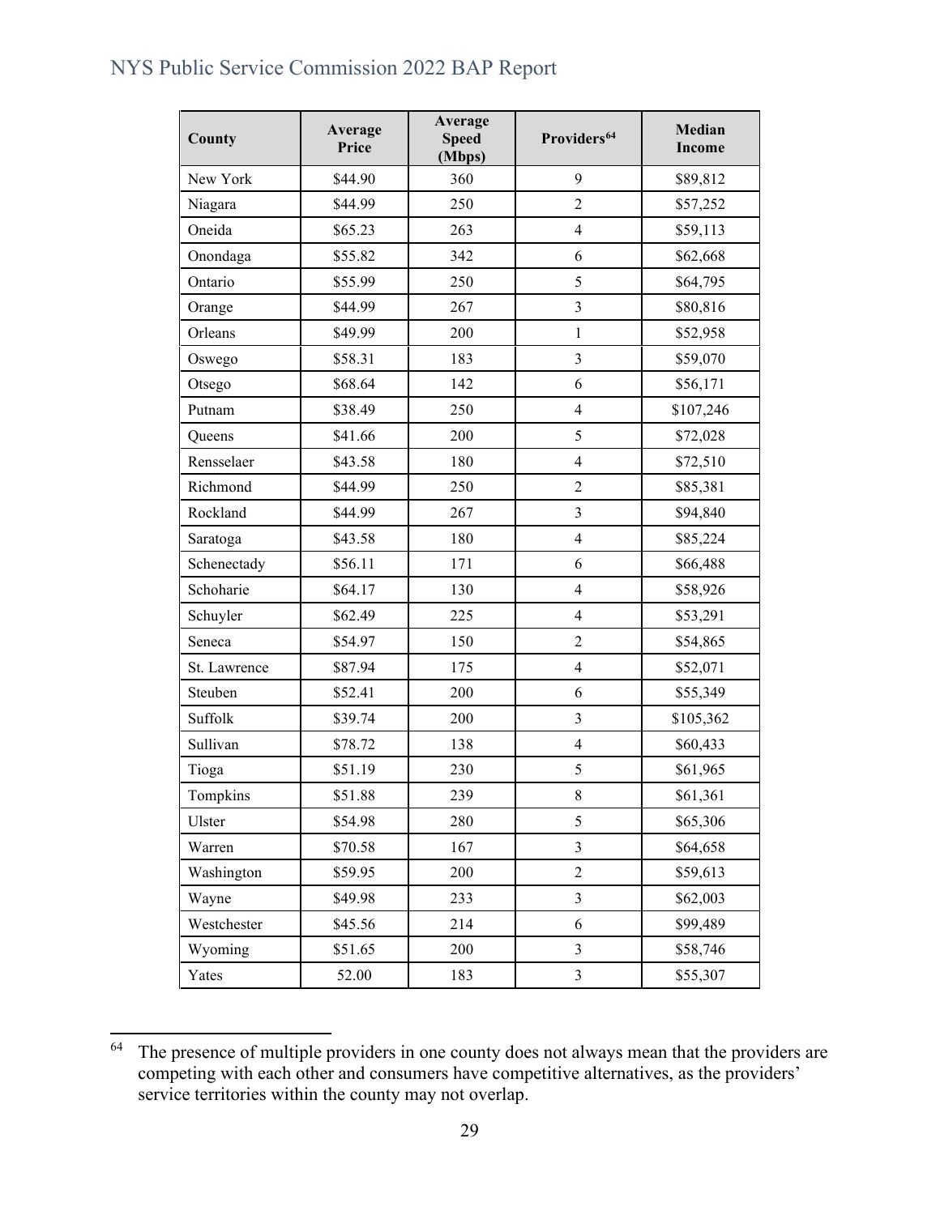| County | Average Price | Average Speed (Mbps) | Providers[64] | Median Income |
|---|---|---|---|---|
| New York | $44.90 | 360 | 9 | $89,812 |
| Niagara | $44.99 | 250 | 2 | $57,252 |
| Oneida | $65.23 | 263 | 4 | $59,113 |
| Onondaga | $55.82 | 342 | 6 | $62,668 |
| Ontario | $55.99 | 250 | 5 | $64,795 |
| Orange | $44.99 | 267 | 3 | $80,816 |
| Orleans | $49.99 | 200 | 1 | $52,958 |
| Oswego | $58.31 | 183 | 3 | $59,070 |
| Otsego | $68.64 | 142 | 6 | $56,171 |
| Putnam | $38.49 | 250 | 4 | $107,246 |
| Queens | $41.66 | 200 | 5 | $72,028 |
| Rensselaer | $43.58 | 180 | 4 | $72,510 |
| Richmond | $44.99 | 250 | 2 | $85,381 |
| Rockland | $44.99 | 267 | 3 | $94,840 |
| Saratoga | $43.58 | 180 | 4 | $85,224 |
| Schenectady | $56.11 | 171 | 6 | $66,488 |
| Schoharie | $64.17 | 130 | 4 | $58,926 |
| Schuyler | $62.49 | 225 | 4 | $53,291 |
| Seneca | $54.97 | 150 | 2 | $54,865 |
| St. Lawrence | $87.94 | 175 | 4 | $52,071 |
| Steuben | $52.41 | 200 | 6 | $55,349 |
| Suffolk | $39.74 | 200 | 3 | $105,362 |
| Sullivan | $78.72 | 138 | 4 | $60,433 |
| Tioga | $51.19 | 230 | 5 | $61,965 |
| Tompkins | $51.88 | 239 | 8 | $61,361 |
| Ulster | $54.98 | 280 | 5 | $65,306 |
| Warren | $70.58 | 167 | 3 | $64,658 |
| Washington | $59.95 | 200 | 2 | $59,613 |
| Wayne | $49.98 | 233 | 3 | $62,003 |
| Westchester | $45.56 | 214 | 6 | $99,489 |
| Wyoming | $51.65 | 200 | 3 | $58,746 |
| Yates | 52.00 | 183 | 3 | $55,307 |

[64] The presence of multiple providers in one county does not always mean that the providers are competing with each other and consumers have competitive alternatives, as the providers' service territories within the county may not overlap.